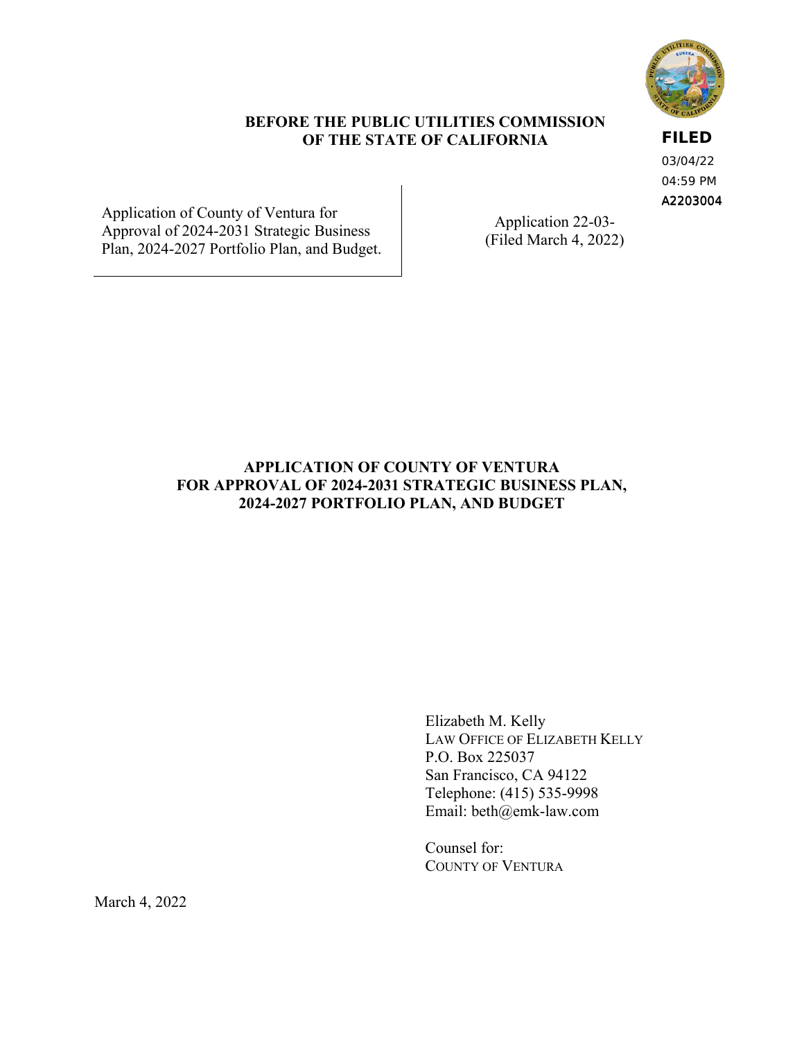**BEFORE THE PUBLIC UTILITIES COMMISSION OF THE STATE OF CALIFORNIA**

**FILED**
03/04/22
04:59 PM
A2203004

| | |
|---|---|
| Application of County of Ventura for Approval of 2024-2031 Strategic Business Plan, 2024-2027 Portfolio Plan, and Budget. | Application 22-03-<br>(Filed March 4, 2022) |

**APPLICATION OF COUNTY OF VENTURA FOR APPROVAL OF 2024-2031 STRATEGIC BUSINESS PLAN, 2024-2027 PORTFOLIO PLAN, AND BUDGET**

Elizabeth M. Kelly
LAW OFFICE OF ELIZABETH KELLY
P.O. Box 225037
San Francisco, CA 94122
Telephone: (415) 535-9998
Email: beth@emk-law.com

Counsel for:
COUNTY OF VENTURA

March 4, 2022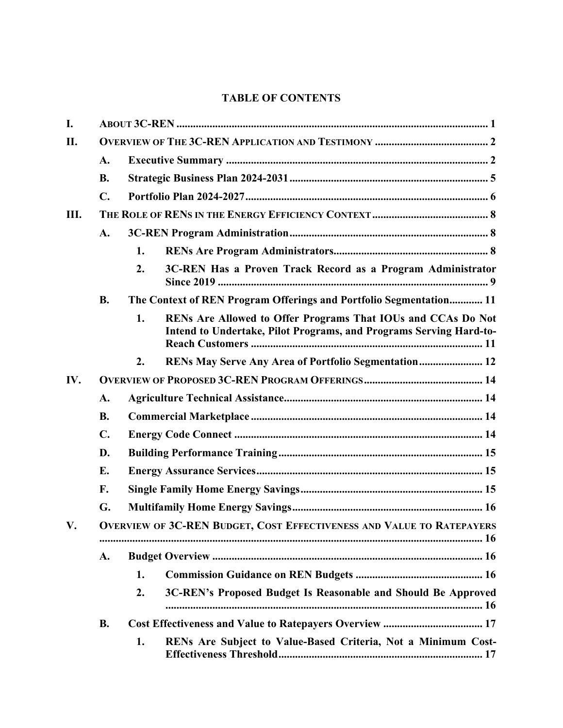# TABLE OF CONTENTS

| | | | | |
|---|---|---|---|---|
| I. | About 3C-REN | | | 1 |
| II. | Overview of The 3C-REN Application and Testimony | | | 2 |
| | A. | Executive Summary | | 2 |
| | B. | Strategic Business Plan 2024-2031 | | 5 |
| | C. | Portfolio Plan 2024-2027 | | 6 |
| III. | The Role of RENs in the Energy Efficiency Context | | | 8 |
| | A. | 3C-REN Program Administration | | 8 |
| | | 1. | RENs Are Program Administrators | 8 |
| | | 2. | 3C-REN Has a Proven Track Record as a Program Administrator Since 2019 | 9 |
| | B. | The Context of REN Program Offerings and Portfolio Segmentation | | 11 |
| | | 1. | RENs Are Allowed to Offer Programs That IOUs and CCAs Do Not Intend to Undertake, Pilot Programs, and Programs Serving Hard-to-Reach Customers | 11 |
| | | 2. | RENs May Serve Any Area of Portfolio Segmentation | 12 |
| IV. | Overview of Proposed 3C-REN Program Offerings | | | 14 |
| | A. | Agriculture Technical Assistance | | 14 |
| | B. | Commercial Marketplace | | 14 |
| | C. | Energy Code Connect | | 14 |
| | D. | Building Performance Training | | 15 |
| | E. | Energy Assurance Services | | 15 |
| | F. | Single Family Home Energy Savings | | 15 |
| | G. | Multifamily Home Energy Savings | | 16 |
| V. | Overview of 3C-REN Budget, Cost Effectiveness and Value to Ratepayers | | | 16 |
| | A. | Budget Overview | | 16 |
| | | 1. | Commission Guidance on REN Budgets | 16 |
| | | 2. | 3C-REN's Proposed Budget Is Reasonable and Should Be Approved | 16 |
| | B. | Cost Effectiveness and Value to Ratepayers Overview | | 17 |
| | | 1. | RENs Are Subject to Value-Based Criteria, Not a Minimum Cost-Effectiveness Threshold | 17 |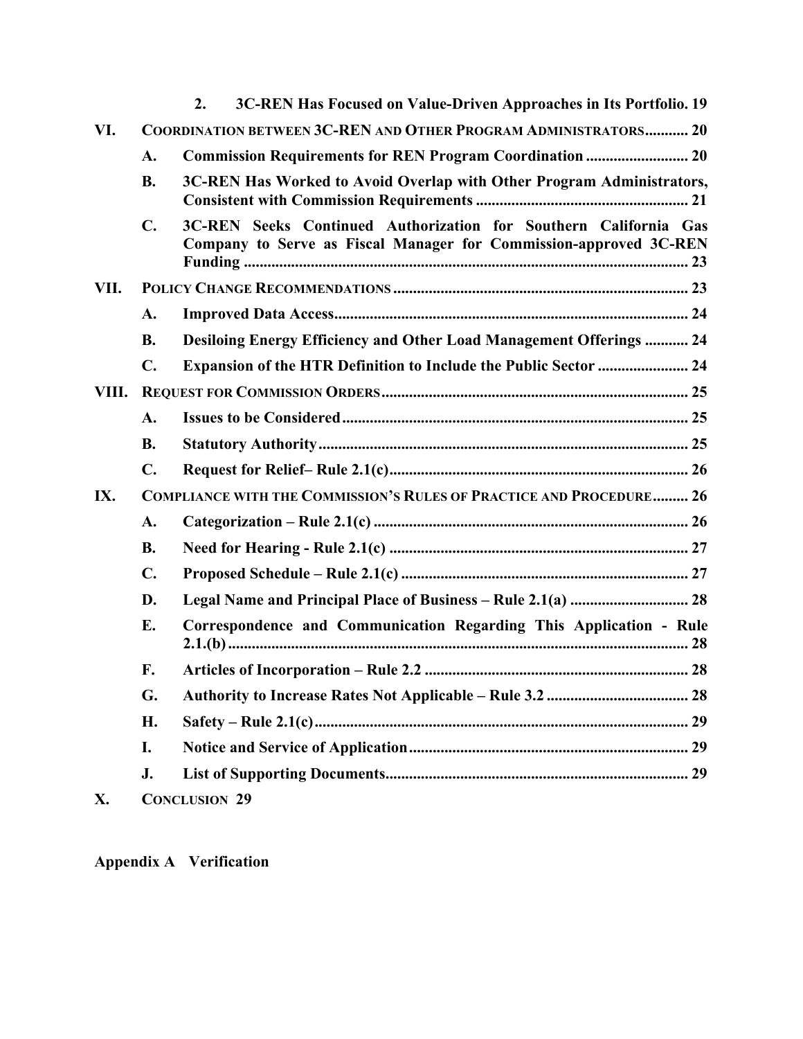2. **3C-REN Has Focused on Value-Driven Approaches in Its Portfolio.** 19

**VI. COORDINATION BETWEEN 3C-REN AND OTHER PROGRAM ADMINISTRATORS** ........... 20

- **A. Commission Requirements for REN Program Coordination** .......................... 20
- **B. 3C-REN Has Worked to Avoid Overlap with Other Program Administrators, Consistent with Commission Requirements** ...................................................... 21
- **C. 3C-REN Seeks Continued Authorization for Southern California Gas Company to Serve as Fiscal Manager for Commission-approved 3C-REN Funding** ................................................................................................ 23

**VII. POLICY CHANGE RECOMMENDATIONS** ........................................................................... 23

- **A. Improved Data Access** .......................................................................................... 24
- **B. Desiloing Energy Efficiency and Other Load Management Offerings** ........... 24
- **C. Expansion of the HTR Definition to Include the Public Sector** ....................... 24

**VIII. REQUEST FOR COMMISSION ORDERS** .............................................................................. 25

- **A. Issues to be Considered** ........................................................................................ 25
- **B. Statutory Authority** .............................................................................................. 25
- **C. Request for Relief– Rule 2.1(c)** ............................................................................ 26

**IX. COMPLIANCE WITH THE COMMISSION'S RULES OF PRACTICE AND PROCEDURE** ......... 26

- **A. Categorization – Rule 2.1(c)** ................................................................................ 26
- **B. Need for Hearing - Rule 2.1(c)** ............................................................................ 27
- **C. Proposed Schedule – Rule 2.1(c)** ......................................................................... 27
- **D. Legal Name and Principal Place of Business – Rule 2.1(a)** .............................. 28
- **E. Correspondence and Communication Regarding This Application - Rule 2.1.(b)** ...................................................................................................................... 28
- **F. Articles of Incorporation – Rule 2.2** ................................................................... 28
- **G. Authority to Increase Rates Not Applicable – Rule 3.2** .................................... 28
- **H. Safety – Rule 2.1(c)** ............................................................................................... 29
- **I. Notice and Service of Application** ...................................................................... 29
- **J. List of Supporting Documents** ............................................................................. 29

**X. CONCLUSION** 29

**Appendix A Verification**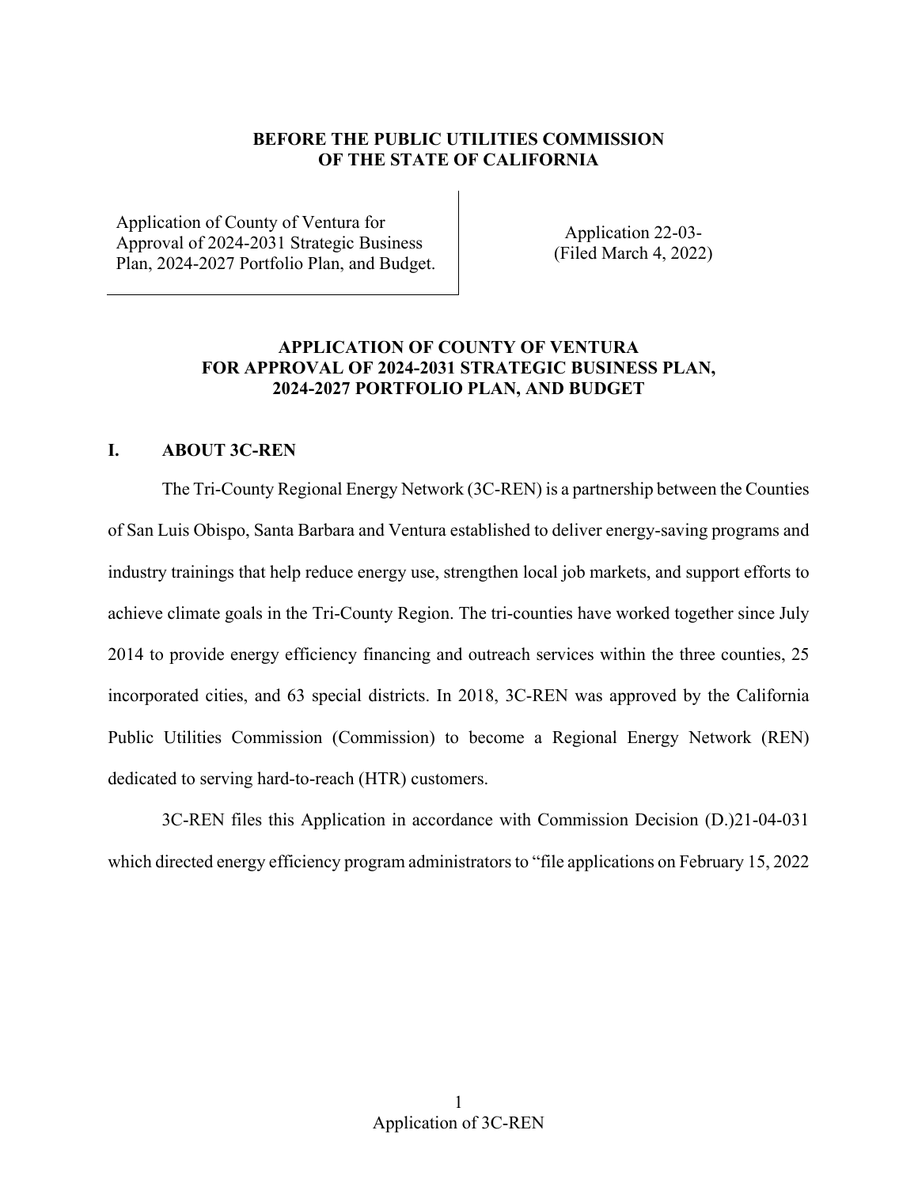**BEFORE THE PUBLIC UTILITIES COMMISSION**
**OF THE STATE OF CALIFORNIA**

| Application of County of Ventura for Approval of 2024-2031 Strategic Business Plan, 2024-2027 Portfolio Plan, and Budget. | Application 22-03-<br>(Filed March 4, 2022) |
|---|---|

**APPLICATION OF COUNTY OF VENTURA**
**FOR APPROVAL OF 2024-2031 STRATEGIC BUSINESS PLAN,**
**2024-2027 PORTFOLIO PLAN, AND BUDGET**

## I. ABOUT 3C-REN

The Tri-County Regional Energy Network (3C-REN) is a partnership between the Counties of San Luis Obispo, Santa Barbara and Ventura established to deliver energy-saving programs and industry trainings that help reduce energy use, strengthen local job markets, and support efforts to achieve climate goals in the Tri-County Region. The tri-counties have worked together since July 2014 to provide energy efficiency financing and outreach services within the three counties, 25 incorporated cities, and 63 special districts. In 2018, 3C-REN was approved by the California Public Utilities Commission (Commission) to become a Regional Energy Network (REN) dedicated to serving hard-to-reach (HTR) customers.

3C-REN files this Application in accordance with Commission Decision (D.)21-04-031 which directed energy efficiency program administrators to "file applications on February 15, 2022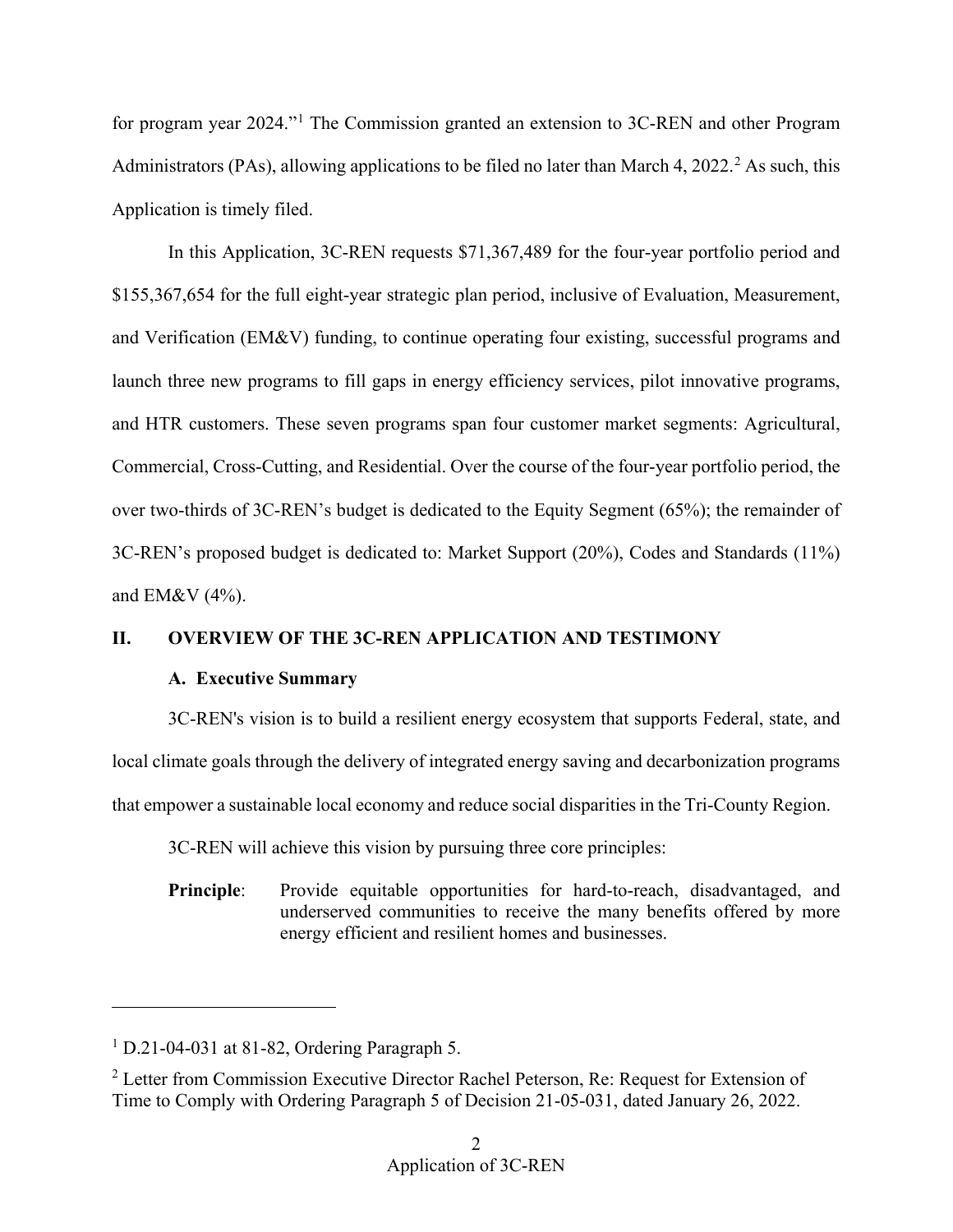for program year 2024."[1] The Commission granted an extension to 3C-REN and other Program Administrators (PAs), allowing applications to be filed no later than March 4, 2022.[2] As such, this Application is timely filed.

In this Application, 3C-REN requests $71,367,489 for the four-year portfolio period and $155,367,654 for the full eight-year strategic plan period, inclusive of Evaluation, Measurement, and Verification (EM&V) funding, to continue operating four existing, successful programs and launch three new programs to fill gaps in energy efficiency services, pilot innovative programs, and HTR customers. These seven programs span four customer market segments: Agricultural, Commercial, Cross-Cutting, and Residential. Over the course of the four-year portfolio period, the over two-thirds of 3C-REN's budget is dedicated to the Equity Segment (65%); the remainder of 3C-REN's proposed budget is dedicated to: Market Support (20%), Codes and Standards (11%) and EM&V (4%).

## II. OVERVIEW OF THE 3C-REN APPLICATION AND TESTIMONY

### A. Executive Summary

3C-REN's vision is to build a resilient energy ecosystem that supports Federal, state, and local climate goals through the delivery of integrated energy saving and decarbonization programs that empower a sustainable local economy and reduce social disparities in the Tri-County Region.

3C-REN will achieve this vision by pursuing three core principles:

**Principle**: Provide equitable opportunities for hard-to-reach, disadvantaged, and underserved communities to receive the many benefits offered by more energy efficient and resilient homes and businesses.

---

[1] D.21-04-031 at 81-82, Ordering Paragraph 5.

[2] Letter from Commission Executive Director Rachel Peterson, Re: Request for Extension of Time to Comply with Ordering Paragraph 5 of Decision 21-05-031, dated January 26, 2022.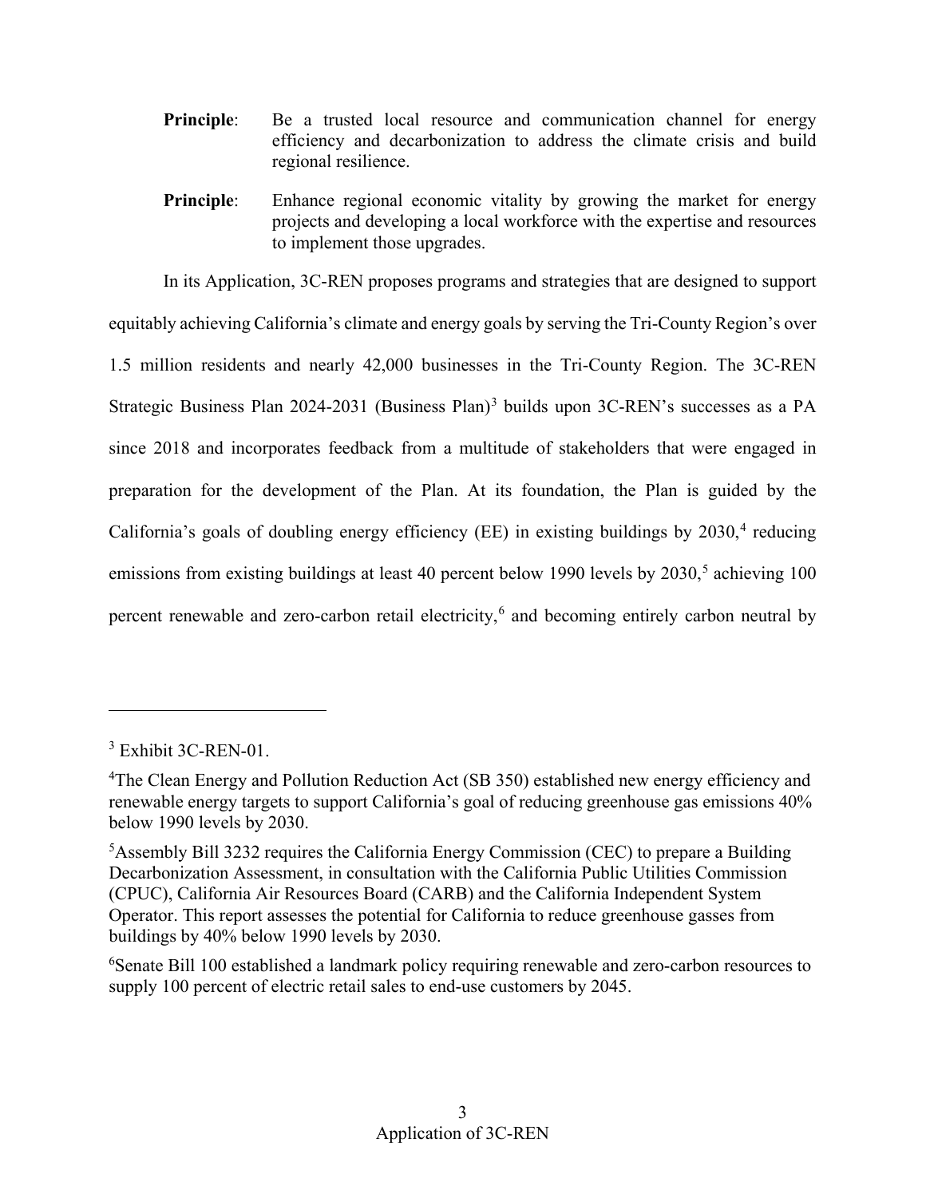**Principle**: Be a trusted local resource and communication channel for energy efficiency and decarbonization to address the climate crisis and build regional resilience.

**Principle**: Enhance regional economic vitality by growing the market for energy projects and developing a local workforce with the expertise and resources to implement those upgrades.

In its Application, 3C-REN proposes programs and strategies that are designed to support equitably achieving California's climate and energy goals by serving the Tri-County Region's over 1.5 million residents and nearly 42,000 businesses in the Tri-County Region. The 3C-REN Strategic Business Plan 2024-2031 (Business Plan)[3] builds upon 3C-REN's successes as a PA since 2018 and incorporates feedback from a multitude of stakeholders that were engaged in preparation for the development of the Plan. At its foundation, the Plan is guided by the California's goals of doubling energy efficiency (EE) in existing buildings by 2030,[4] reducing emissions from existing buildings at least 40 percent below 1990 levels by 2030,[5] achieving 100 percent renewable and zero-carbon retail electricity,[6] and becoming entirely carbon neutral by

---

[3] Exhibit 3C-REN-01.

[4] The Clean Energy and Pollution Reduction Act (SB 350) established new energy efficiency and renewable energy targets to support California's goal of reducing greenhouse gas emissions 40% below 1990 levels by 2030.

[5] Assembly Bill 3232 requires the California Energy Commission (CEC) to prepare a Building Decarbonization Assessment, in consultation with the California Public Utilities Commission (CPUC), California Air Resources Board (CARB) and the California Independent System Operator. This report assesses the potential for California to reduce greenhouse gasses from buildings by 40% below 1990 levels by 2030.

[6] Senate Bill 100 established a landmark policy requiring renewable and zero-carbon resources to supply 100 percent of electric retail sales to end-use customers by 2045.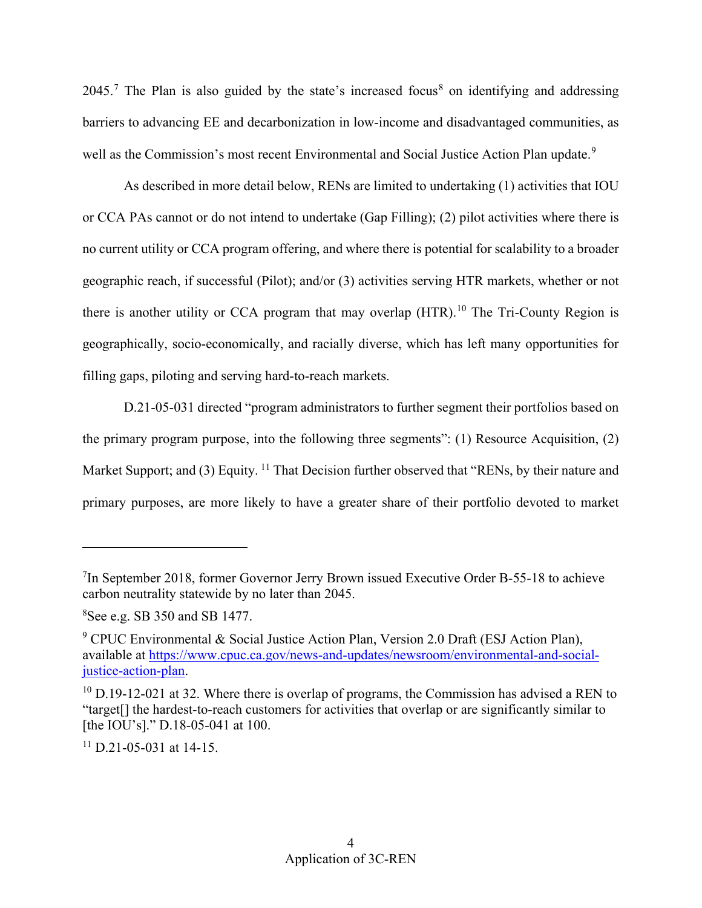2045.[7] The Plan is also guided by the state's increased focus[8] on identifying and addressing barriers to advancing EE and decarbonization in low-income and disadvantaged communities, as well as the Commission's most recent Environmental and Social Justice Action Plan update.[9]

As described in more detail below, RENs are limited to undertaking (1) activities that IOU or CCA PAs cannot or do not intend to undertake (Gap Filling); (2) pilot activities where there is no current utility or CCA program offering, and where there is potential for scalability to a broader geographic reach, if successful (Pilot); and/or (3) activities serving HTR markets, whether or not there is another utility or CCA program that may overlap (HTR).[10] The Tri-County Region is geographically, socio-economically, and racially diverse, which has left many opportunities for filling gaps, piloting and serving hard-to-reach markets.

D.21-05-031 directed "program administrators to further segment their portfolios based on the primary program purpose, into the following three segments": (1) Resource Acquisition, (2) Market Support; and (3) Equity. [11] That Decision further observed that "RENs, by their nature and primary purposes, are more likely to have a greater share of their portfolio devoted to market

---

[7] In September 2018, former Governor Jerry Brown issued Executive Order B-55-18 to achieve carbon neutrality statewide by no later than 2045.

[8] See e.g. SB 350 and SB 1477.

[9] CPUC Environmental & Social Justice Action Plan, Version 2.0 Draft (ESJ Action Plan), available at [https://www.cpuc.ca.gov/news-and-updates/newsroom/environmental-and-social-justice-action-plan](https://www.cpuc.ca.gov/news-and-updates/newsroom/environmental-and-social-justice-action-plan).

[10] D.19-12-021 at 32. Where there is overlap of programs, the Commission has advised a REN to "target[] the hardest-to-reach customers for activities that overlap or are significantly similar to [the IOU's]." D.18-05-041 at 100.

[11] D.21-05-031 at 14-15.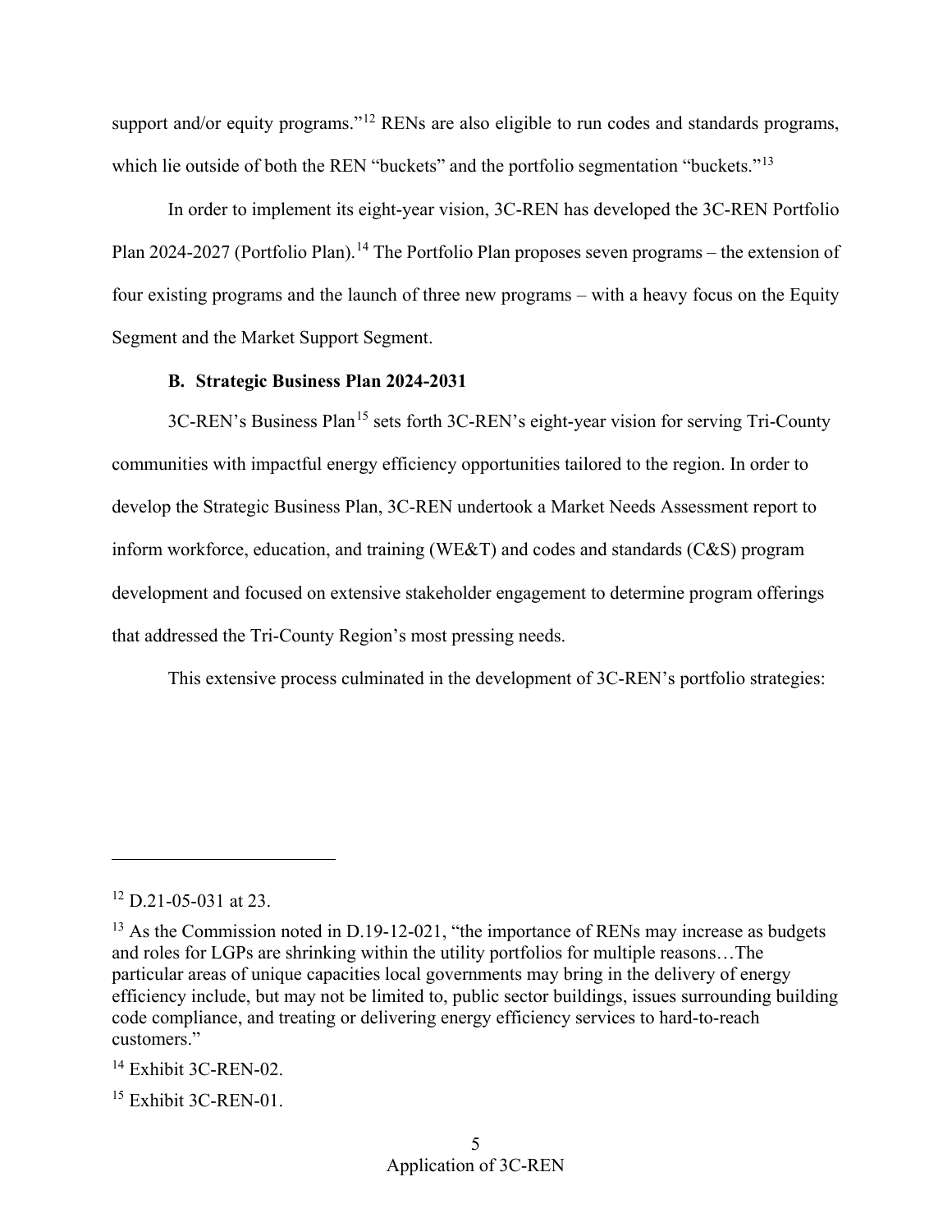support and/or equity programs."[12] RENs are also eligible to run codes and standards programs, which lie outside of both the REN "buckets" and the portfolio segmentation "buckets."[13]

In order to implement its eight-year vision, 3C-REN has developed the 3C-REN Portfolio Plan 2024-2027 (Portfolio Plan).[14] The Portfolio Plan proposes seven programs – the extension of four existing programs and the launch of three new programs – with a heavy focus on the Equity Segment and the Market Support Segment.

### B. Strategic Business Plan 2024-2031

3C-REN's Business Plan[15] sets forth 3C-REN's eight-year vision for serving Tri-County communities with impactful energy efficiency opportunities tailored to the region. In order to develop the Strategic Business Plan, 3C-REN undertook a Market Needs Assessment report to inform workforce, education, and training (WE&T) and codes and standards (C&S) program development and focused on extensive stakeholder engagement to determine program offerings that addressed the Tri-County Region's most pressing needs.

This extensive process culminated in the development of 3C-REN's portfolio strategies:

---

[12] D.21-05-031 at 23.

[13] As the Commission noted in D.19-12-021, "the importance of RENs may increase as budgets and roles for LGPs are shrinking within the utility portfolios for multiple reasons…The particular areas of unique capacities local governments may bring in the delivery of energy efficiency include, but may not be limited to, public sector buildings, issues surrounding building code compliance, and treating or delivering energy efficiency services to hard-to-reach customers."

[14] Exhibit 3C-REN-02.

[15] Exhibit 3C-REN-01.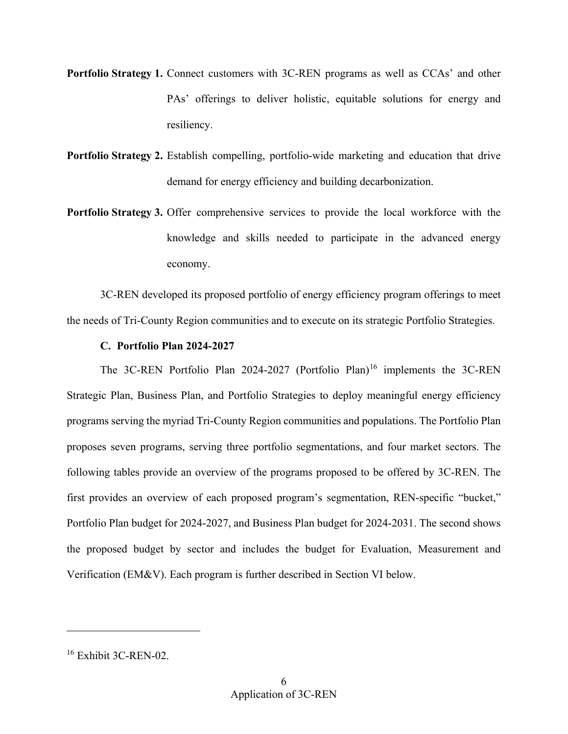**Portfolio Strategy 1.** Connect customers with 3C-REN programs as well as CCAs' and other PAs' offerings to deliver holistic, equitable solutions for energy and resiliency.

**Portfolio Strategy 2.** Establish compelling, portfolio-wide marketing and education that drive demand for energy efficiency and building decarbonization.

**Portfolio Strategy 3.** Offer comprehensive services to provide the local workforce with the knowledge and skills needed to participate in the advanced energy economy.

3C-REN developed its proposed portfolio of energy efficiency program offerings to meet the needs of Tri-County Region communities and to execute on its strategic Portfolio Strategies.

### C. Portfolio Plan 2024-2027

The 3C-REN Portfolio Plan 2024-2027 (Portfolio Plan)[16] implements the 3C-REN Strategic Plan, Business Plan, and Portfolio Strategies to deploy meaningful energy efficiency programs serving the myriad Tri-County Region communities and populations. The Portfolio Plan proposes seven programs, serving three portfolio segmentations, and four market sectors. The following tables provide an overview of the programs proposed to be offered by 3C-REN. The first provides an overview of each proposed program's segmentation, REN-specific "bucket," Portfolio Plan budget for 2024-2027, and Business Plan budget for 2024-2031. The second shows the proposed budget by sector and includes the budget for Evaluation, Measurement and Verification (EM&V). Each program is further described in Section VI below.

---

[16] Exhibit 3C-REN-02.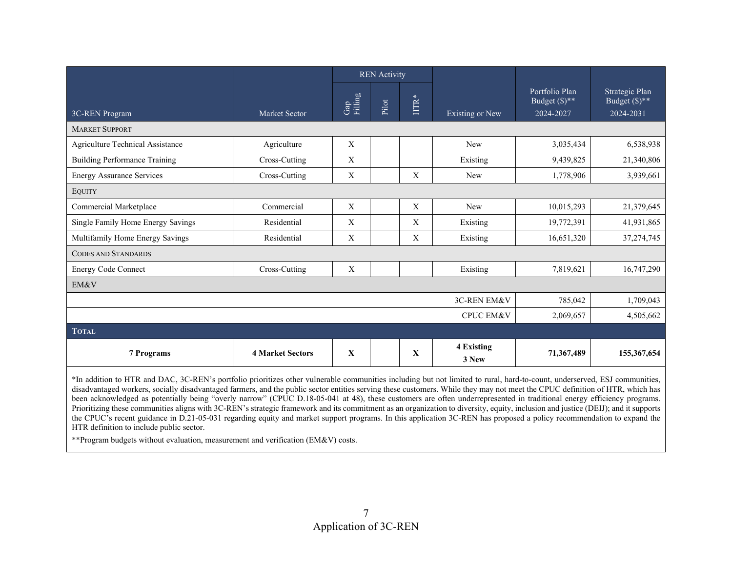| 3C-REN Program | Market Sector | REN Activity | | | Existing or New | Portfolio Plan Budget ($)** 2024-2027 | Strategic Plan Budget ($)** 2024-2031 |
|---|---|---|---|---|---|---|---|
| | | Gap Filling | Pilot | HTR* | | | |
| MARKET SUPPORT | | | | | | | |
| Agriculture Technical Assistance | Agriculture | X | | | New | 3,035,434 | 6,538,938 |
| Building Performance Training | Cross-Cutting | X | | | Existing | 9,439,825 | 21,340,806 |
| Energy Assurance Services | Cross-Cutting | X | | X | New | 1,778,906 | 3,939,661 |
| EQUITY | | | | | | | |
| Commercial Marketplace | Commercial | X | | X | New | 10,015,293 | 21,379,645 |
| Single Family Home Energy Savings | Residential | X | | X | Existing | 19,772,391 | 41,931,865 |
| Multifamily Home Energy Savings | Residential | X | | X | Existing | 16,651,320 | 37,274,745 |
| CODES AND STANDARDS | | | | | | | |
| Energy Code Connect | Cross-Cutting | X | | | Existing | 7,819,621 | 16,747,290 |
| EM&V | | | | | | | |
| | | | | | 3C-REN EM&V | 785,042 | 1,709,043 |
| | | | | | CPUC EM&V | 2,069,657 | 4,505,662 |
| **TOTAL** | | | | | | | |
| **7 Programs** | **4 Market Sectors** | **X** | | **X** | **4 Existing 3 New** | **71,367,489** | **155,367,654** |

*In addition to HTR and DAC, 3C-REN's portfolio prioritizes other vulnerable communities including but not limited to rural, hard-to-count, underserved, ESJ communities, disadvantaged workers, socially disadvantaged farmers, and the public sector entities serving these customers. While they may not meet the CPUC definition of HTR, which has been acknowledged as potentially being "overly narrow" (CPUC D.18-05-041 at 48), these customers are often underrepresented in traditional energy efficiency programs. Prioritizing these communities aligns with 3C-REN's strategic framework and its commitment as an organization to diversity, equity, inclusion and justice (DEIJ); and it supports the CPUC's recent guidance in D.21-05-031 regarding equity and market support programs. In this application 3C-REN has proposed a policy recommendation to expand the HTR definition to include public sector.

**Program budgets without evaluation, measurement and verification (EM&V) costs.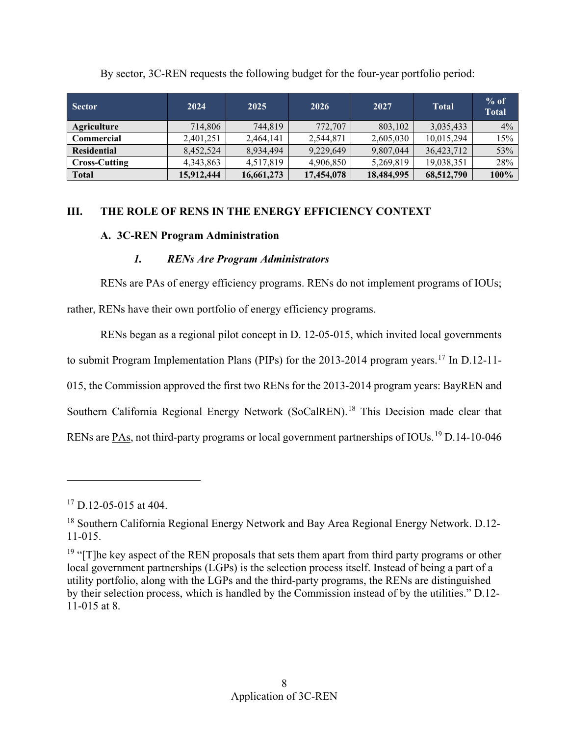By sector, 3C-REN requests the following budget for the four-year portfolio period:

| Sector | 2024 | 2025 | 2026 | 2027 | Total | % of Total |
|---|---|---|---|---|---|---|
| **Agriculture** | 714,806 | 744,819 | 772,707 | 803,102 | 3,035,433 | 4% |
| **Commercial** | 2,401,251 | 2,464,141 | 2,544,871 | 2,605,030 | 10,015,294 | 15% |
| **Residential** | 8,452,524 | 8,934,494 | 9,229,649 | 9,807,044 | 36,423,712 | 53% |
| **Cross-Cutting** | 4,343,863 | 4,517,819 | 4,906,850 | 5,269,819 | 19,038,351 | 28% |
| **Total** | **15,912,444** | **16,661,273** | **17,454,078** | **18,484,995** | **68,512,790** | **100%** |

## III. THE ROLE OF RENS IN THE ENERGY EFFICIENCY CONTEXT

### A. 3C-REN Program Administration

#### *1. RENs Are Program Administrators*

RENs are PAs of energy efficiency programs. RENs do not implement programs of IOUs; rather, RENs have their own portfolio of energy efficiency programs.

RENs began as a regional pilot concept in D. 12-05-015, which invited local governments to submit Program Implementation Plans (PIPs) for the 2013-2014 program years.[17] In D.12-11-015, the Commission approved the first two RENs for the 2013-2014 program years: BayREN and Southern California Regional Energy Network (SoCalREN).[18] This Decision made clear that RENs are PAs, not third-party programs or local government partnerships of IOUs.[19] D.14-10-046

[17] D.12-05-015 at 404.

[18] Southern California Regional Energy Network and Bay Area Regional Energy Network. D.12-11-015.

[19] "[T]he key aspect of the REN proposals that sets them apart from third party programs or other local government partnerships (LGPs) is the selection process itself. Instead of being a part of a utility portfolio, along with the LGPs and the third-party programs, the RENs are distinguished by their selection process, which is handled by the Commission instead of by the utilities." D.12-11-015 at 8.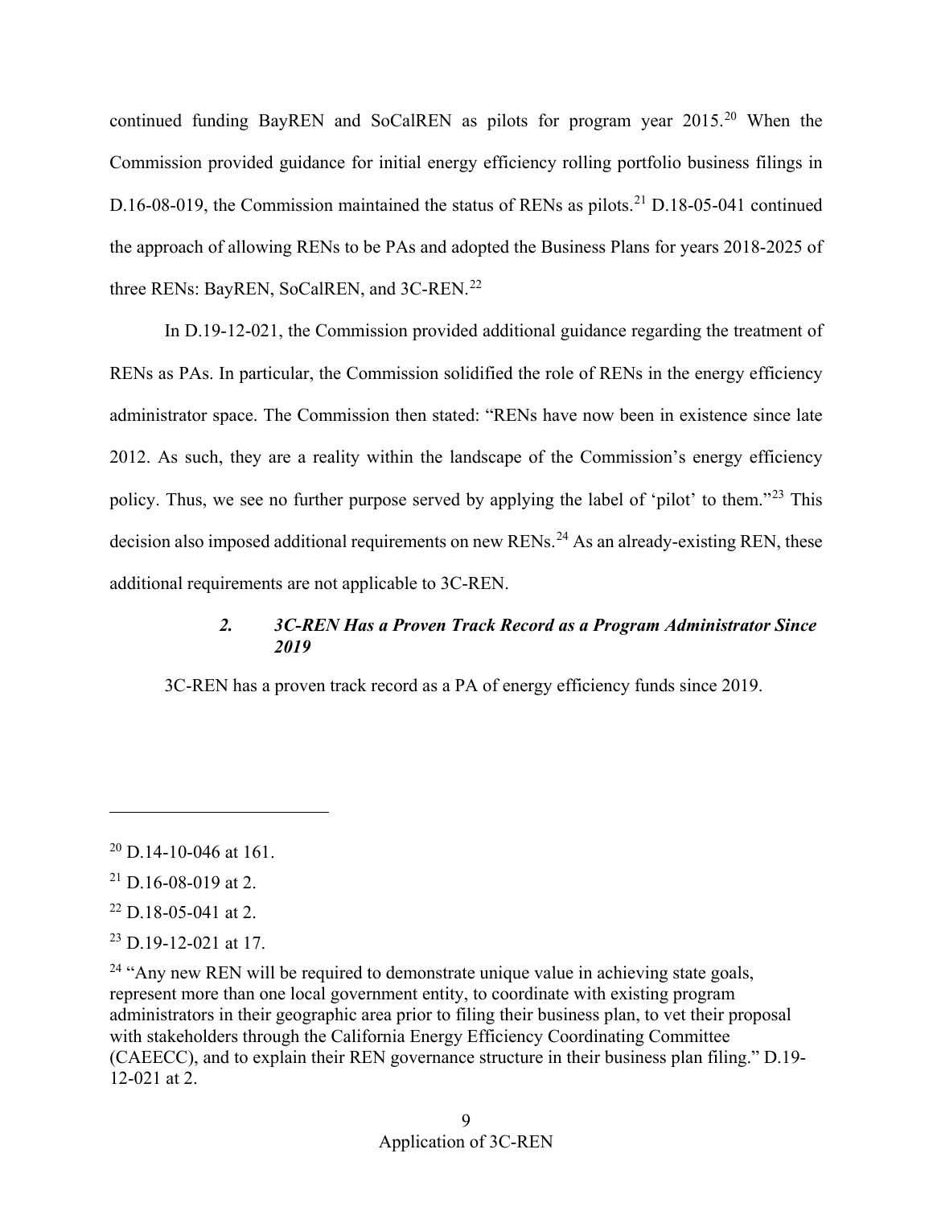continued funding BayREN and SoCalREN as pilots for program year 2015.[20] When the Commission provided guidance for initial energy efficiency rolling portfolio business filings in D.16-08-019, the Commission maintained the status of RENs as pilots.[21] D.18-05-041 continued the approach of allowing RENs to be PAs and adopted the Business Plans for years 2018-2025 of three RENs: BayREN, SoCalREN, and 3C-REN.[22]

In D.19-12-021, the Commission provided additional guidance regarding the treatment of RENs as PAs. In particular, the Commission solidified the role of RENs in the energy efficiency administrator space. The Commission then stated: "RENs have now been in existence since late 2012. As such, they are a reality within the landscape of the Commission's energy efficiency policy. Thus, we see no further purpose served by applying the label of 'pilot' to them."[23] This decision also imposed additional requirements on new RENs.[24] As an already-existing REN, these additional requirements are not applicable to 3C-REN.

#### *2. 3C-REN Has a Proven Track Record as a Program Administrator Since 2019*

3C-REN has a proven track record as a PA of energy efficiency funds since 2019.

---

[20] D.14-10-046 at 161.

[21] D.16-08-019 at 2.

[22] D.18-05-041 at 2.

[23] D.19-12-021 at 17.

[24] "Any new REN will be required to demonstrate unique value in achieving state goals, represent more than one local government entity, to coordinate with existing program administrators in their geographic area prior to filing their business plan, to vet their proposal with stakeholders through the California Energy Efficiency Coordinating Committee (CAEECC), and to explain their REN governance structure in their business plan filing." D.19-12-021 at 2.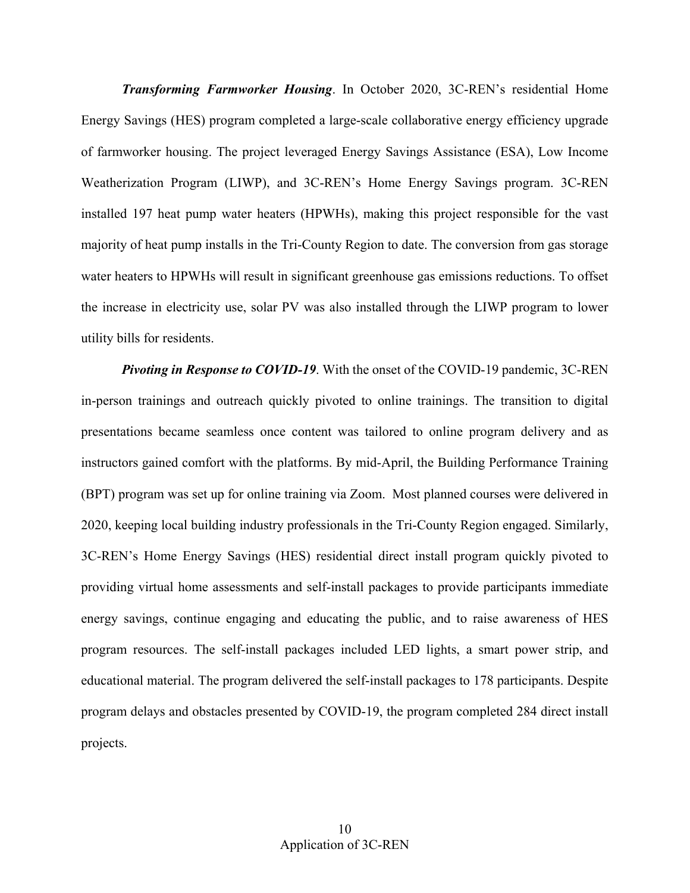***Transforming Farmworker Housing***. In October 2020, 3C-REN's residential Home Energy Savings (HES) program completed a large-scale collaborative energy efficiency upgrade of farmworker housing. The project leveraged Energy Savings Assistance (ESA), Low Income Weatherization Program (LIWP), and 3C-REN's Home Energy Savings program. 3C-REN installed 197 heat pump water heaters (HPWHs), making this project responsible for the vast majority of heat pump installs in the Tri-County Region to date. The conversion from gas storage water heaters to HPWHs will result in significant greenhouse gas emissions reductions. To offset the increase in electricity use, solar PV was also installed through the LIWP program to lower utility bills for residents.

***Pivoting in Response to COVID-19***. With the onset of the COVID-19 pandemic, 3C-REN in-person trainings and outreach quickly pivoted to online trainings. The transition to digital presentations became seamless once content was tailored to online program delivery and as instructors gained comfort with the platforms. By mid-April, the Building Performance Training (BPT) program was set up for online training via Zoom. Most planned courses were delivered in 2020, keeping local building industry professionals in the Tri-County Region engaged. Similarly, 3C-REN's Home Energy Savings (HES) residential direct install program quickly pivoted to providing virtual home assessments and self-install packages to provide participants immediate energy savings, continue engaging and educating the public, and to raise awareness of HES program resources. The self-install packages included LED lights, a smart power strip, and educational material. The program delivered the self-install packages to 178 participants. Despite program delays and obstacles presented by COVID-19, the program completed 284 direct install projects.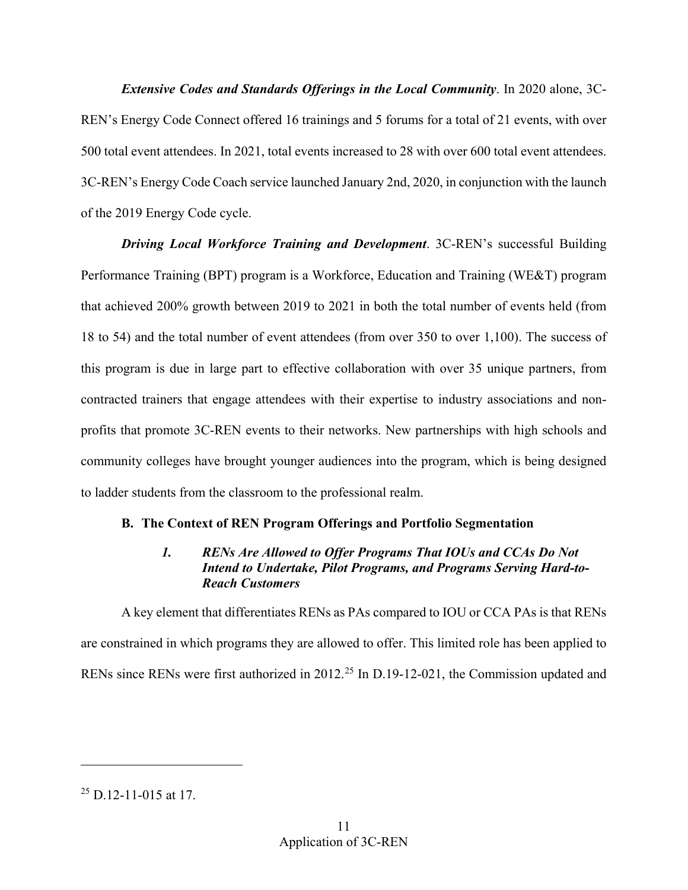***Extensive Codes and Standards Offerings in the Local Community***. In 2020 alone, 3C-REN's Energy Code Connect offered 16 trainings and 5 forums for a total of 21 events, with over 500 total event attendees. In 2021, total events increased to 28 with over 600 total event attendees. 3C-REN's Energy Code Coach service launched January 2nd, 2020, in conjunction with the launch of the 2019 Energy Code cycle.

***Driving Local Workforce Training and Development***. 3C-REN's successful Building Performance Training (BPT) program is a Workforce, Education and Training (WE&T) program that achieved 200% growth between 2019 to 2021 in both the total number of events held (from 18 to 54) and the total number of event attendees (from over 350 to over 1,100). The success of this program is due in large part to effective collaboration with over 35 unique partners, from contracted trainers that engage attendees with their expertise to industry associations and non-profits that promote 3C-REN events to their networks. New partnerships with high schools and community colleges have brought younger audiences into the program, which is being designed to ladder students from the classroom to the professional realm.

## B. The Context of REN Program Offerings and Portfolio Segmentation

### *1. RENs Are Allowed to Offer Programs That IOUs and CCAs Do Not Intend to Undertake, Pilot Programs, and Programs Serving Hard-to-Reach Customers*

A key element that differentiates RENs as PAs compared to IOU or CCA PAs is that RENs are constrained in which programs they are allowed to offer. This limited role has been applied to RENs since RENs were first authorized in 2012.[25] In D.19-12-021, the Commission updated and

---

[25] D.12-11-015 at 17.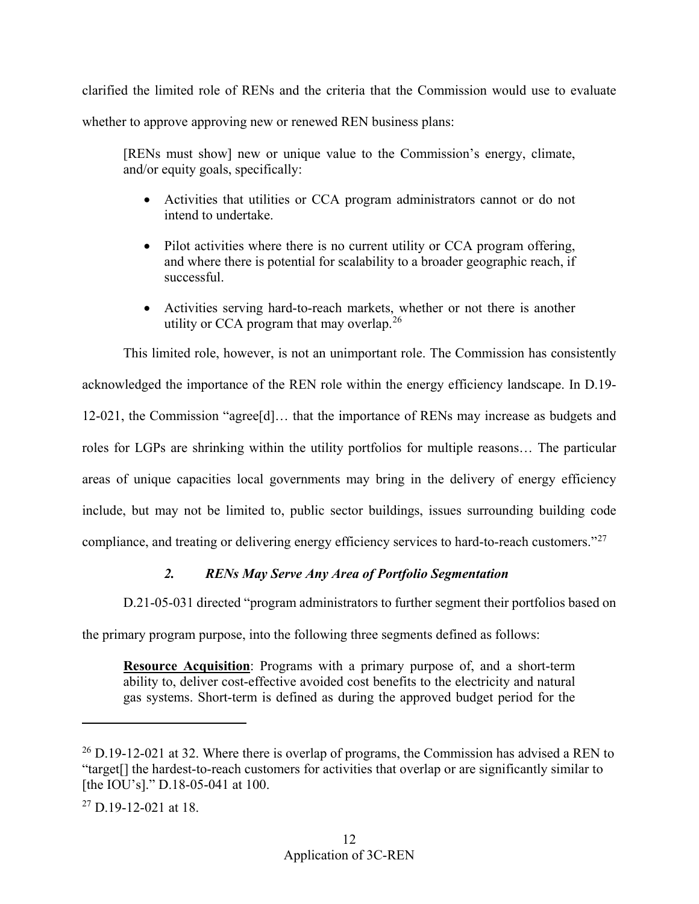clarified the limited role of RENs and the criteria that the Commission would use to evaluate whether to approve approving new or renewed REN business plans:

> [RENs must show] new or unique value to the Commission's energy, climate, and/or equity goals, specifically:
>
> - Activities that utilities or CCA program administrators cannot or do not intend to undertake.
> - Pilot activities where there is no current utility or CCA program offering, and where there is potential for scalability to a broader geographic reach, if successful.
> - Activities serving hard-to-reach markets, whether or not there is another utility or CCA program that may overlap.[26]

This limited role, however, is not an unimportant role. The Commission has consistently acknowledged the importance of the REN role within the energy efficiency landscape. In D.19-12-021, the Commission "agree[d]… that the importance of RENs may increase as budgets and roles for LGPs are shrinking within the utility portfolios for multiple reasons… The particular areas of unique capacities local governments may bring in the delivery of energy efficiency include, but may not be limited to, public sector buildings, issues surrounding building code compliance, and treating or delivering energy efficiency services to hard-to-reach customers."[27]

### *2. RENs May Serve Any Area of Portfolio Segmentation*

D.21-05-031 directed "program administrators to further segment their portfolios based on the primary program purpose, into the following three segments defined as follows:

> **Resource Acquisition**: Programs with a primary purpose of, and a short-term ability to, deliver cost-effective avoided cost benefits to the electricity and natural gas systems. Short-term is defined as during the approved budget period for the

---

[26] D.19-12-021 at 32. Where there is overlap of programs, the Commission has advised a REN to "target[] the hardest-to-reach customers for activities that overlap or are significantly similar to [the IOU's]." D.18-05-041 at 100.

[27] D.19-12-021 at 18.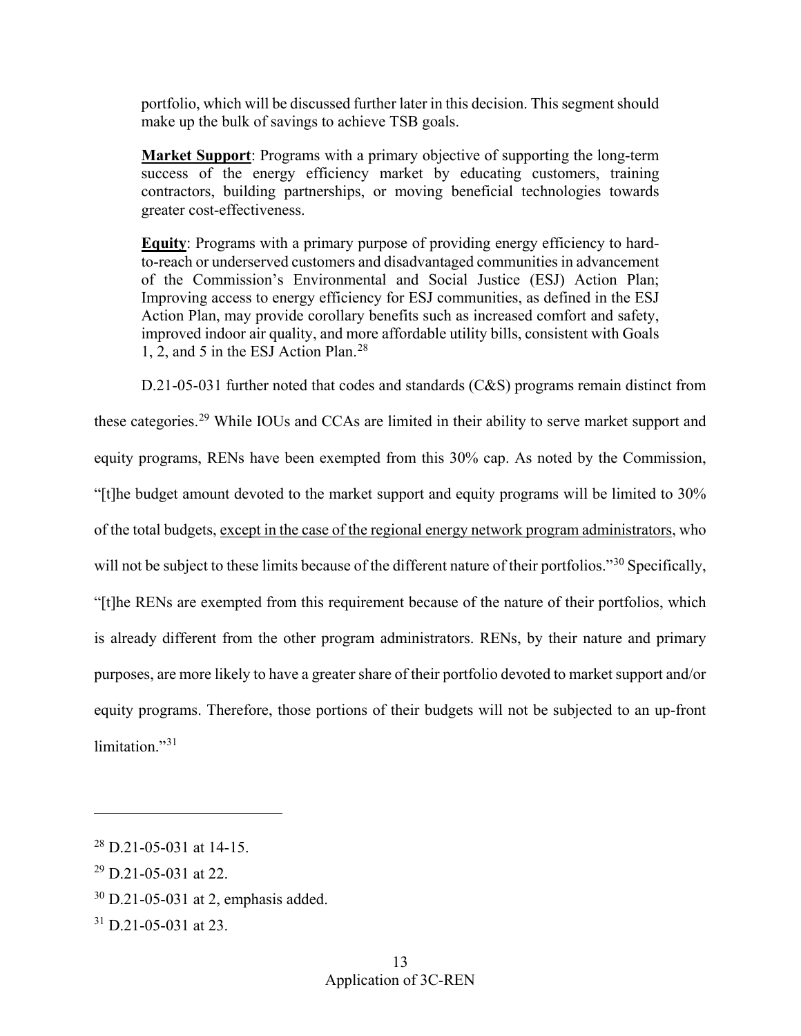portfolio, which will be discussed further later in this decision. This segment should make up the bulk of savings to achieve TSB goals.

**Market Support**: Programs with a primary objective of supporting the long-term success of the energy efficiency market by educating customers, training contractors, building partnerships, or moving beneficial technologies towards greater cost-effectiveness.

**Equity**: Programs with a primary purpose of providing energy efficiency to hard-to-reach or underserved customers and disadvantaged communities in advancement of the Commission's Environmental and Social Justice (ESJ) Action Plan; Improving access to energy efficiency for ESJ communities, as defined in the ESJ Action Plan, may provide corollary benefits such as increased comfort and safety, improved indoor air quality, and more affordable utility bills, consistent with Goals 1, 2, and 5 in the ESJ Action Plan.[28]

D.21-05-031 further noted that codes and standards (C&S) programs remain distinct from these categories.[29] While IOUs and CCAs are limited in their ability to serve market support and equity programs, RENs have been exempted from this 30% cap. As noted by the Commission, "[t]he budget amount devoted to the market support and equity programs will be limited to 30% of the total budgets, <u>except in the case of the regional energy network program administrators</u>, who will not be subject to these limits because of the different nature of their portfolios."[30] Specifically, "[t]he RENs are exempted from this requirement because of the nature of their portfolios, which is already different from the other program administrators. RENs, by their nature and primary purposes, are more likely to have a greater share of their portfolio devoted to market support and/or equity programs. Therefore, those portions of their budgets will not be subjected to an up-front limitation."[31]

---

[28] D.21-05-031 at 14-15.

[29] D.21-05-031 at 22.

[30] D.21-05-031 at 2, emphasis added.

[31] D.21-05-031 at 23.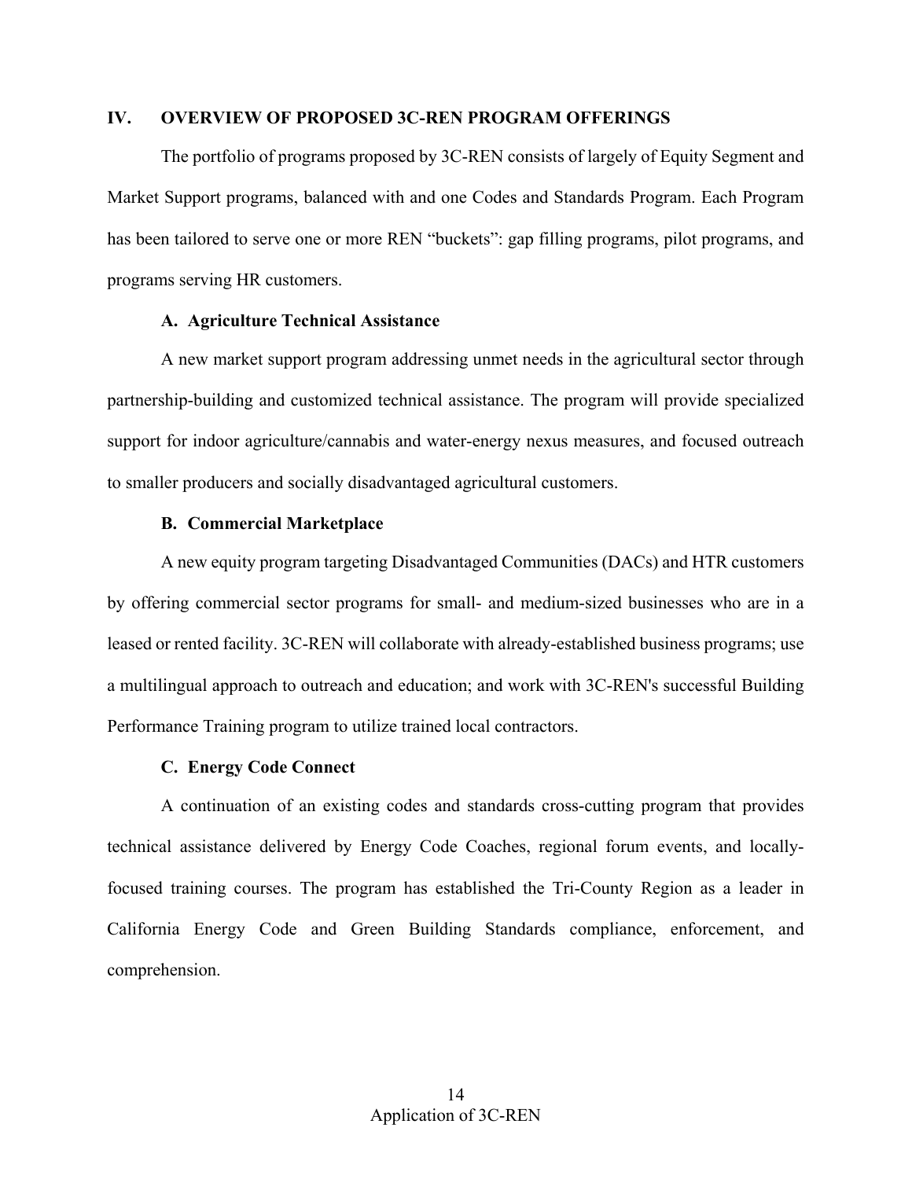## IV. OVERVIEW OF PROPOSED 3C-REN PROGRAM OFFERINGS

The portfolio of programs proposed by 3C-REN consists of largely of Equity Segment and Market Support programs, balanced with and one Codes and Standards Program. Each Program has been tailored to serve one or more REN "buckets": gap filling programs, pilot programs, and programs serving HR customers.

### A. Agriculture Technical Assistance

A new market support program addressing unmet needs in the agricultural sector through partnership-building and customized technical assistance. The program will provide specialized support for indoor agriculture/cannabis and water-energy nexus measures, and focused outreach to smaller producers and socially disadvantaged agricultural customers.

### B. Commercial Marketplace

A new equity program targeting Disadvantaged Communities (DACs) and HTR customers by offering commercial sector programs for small- and medium-sized businesses who are in a leased or rented facility. 3C-REN will collaborate with already-established business programs; use a multilingual approach to outreach and education; and work with 3C-REN's successful Building Performance Training program to utilize trained local contractors.

### C. Energy Code Connect

A continuation of an existing codes and standards cross-cutting program that provides technical assistance delivered by Energy Code Coaches, regional forum events, and locally-focused training courses. The program has established the Tri-County Region as a leader in California Energy Code and Green Building Standards compliance, enforcement, and comprehension.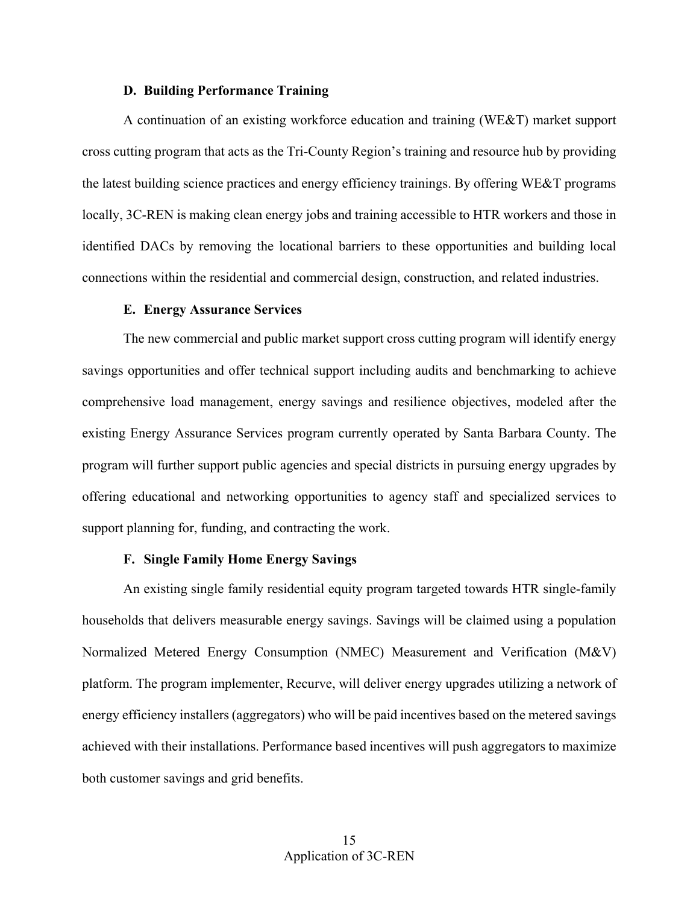#### D. Building Performance Training

A continuation of an existing workforce education and training (WE&T) market support cross cutting program that acts as the Tri-County Region's training and resource hub by providing the latest building science practices and energy efficiency trainings. By offering WE&T programs locally, 3C-REN is making clean energy jobs and training accessible to HTR workers and those in identified DACs by removing the locational barriers to these opportunities and building local connections within the residential and commercial design, construction, and related industries.

#### E. Energy Assurance Services

The new commercial and public market support cross cutting program will identify energy savings opportunities and offer technical support including audits and benchmarking to achieve comprehensive load management, energy savings and resilience objectives, modeled after the existing Energy Assurance Services program currently operated by Santa Barbara County. The program will further support public agencies and special districts in pursuing energy upgrades by offering educational and networking opportunities to agency staff and specialized services to support planning for, funding, and contracting the work.

#### F. Single Family Home Energy Savings

An existing single family residential equity program targeted towards HTR single-family households that delivers measurable energy savings. Savings will be claimed using a population Normalized Metered Energy Consumption (NMEC) Measurement and Verification (M&V) platform. The program implementer, Recurve, will deliver energy upgrades utilizing a network of energy efficiency installers (aggregators) who will be paid incentives based on the metered savings achieved with their installations. Performance based incentives will push aggregators to maximize both customer savings and grid benefits.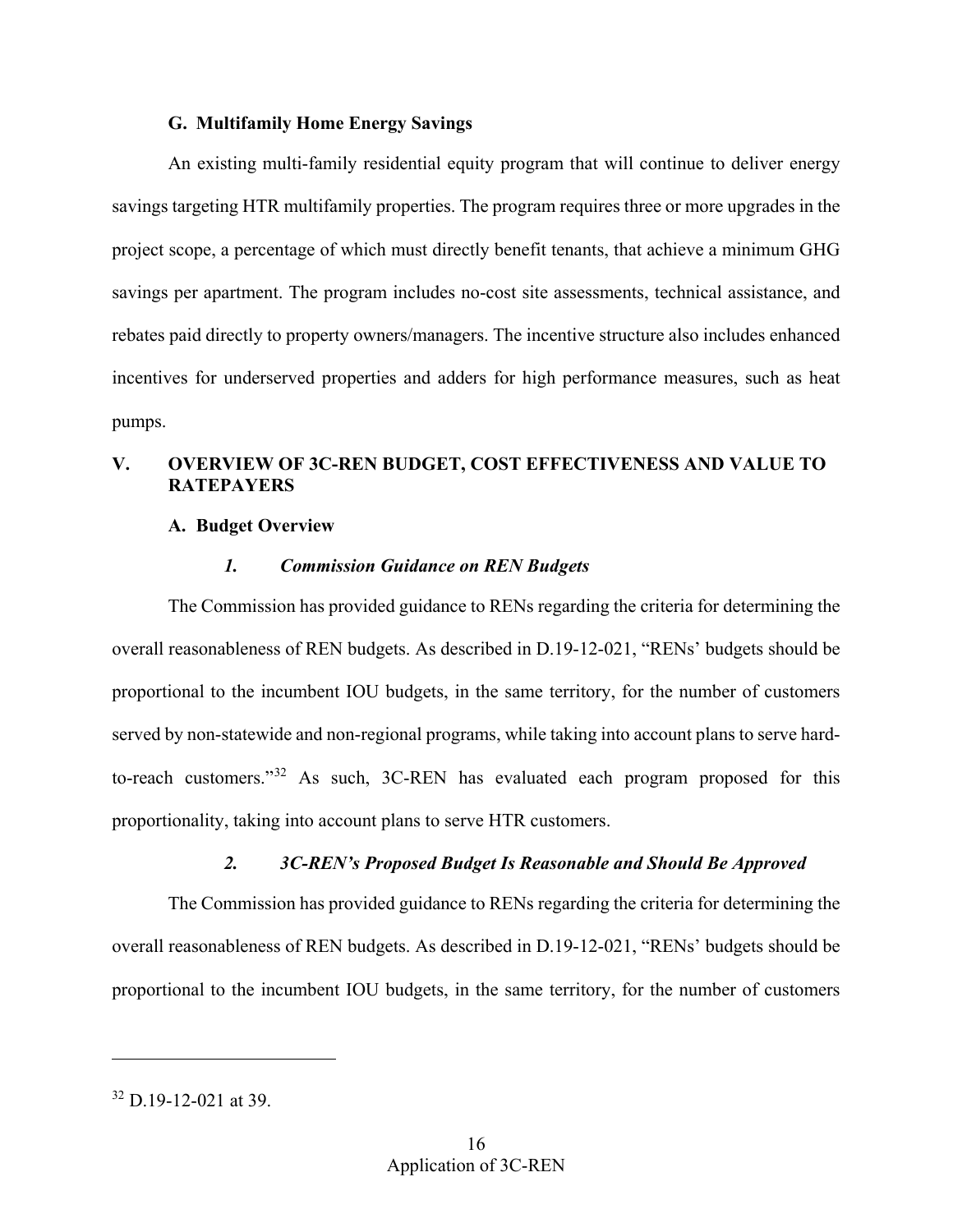### G. Multifamily Home Energy Savings

An existing multi-family residential equity program that will continue to deliver energy savings targeting HTR multifamily properties. The program requires three or more upgrades in the project scope, a percentage of which must directly benefit tenants, that achieve a minimum GHG savings per apartment. The program includes no-cost site assessments, technical assistance, and rebates paid directly to property owners/managers. The incentive structure also includes enhanced incentives for underserved properties and adders for high performance measures, such as heat pumps.

## V. OVERVIEW OF 3C-REN BUDGET, COST EFFECTIVENESS AND VALUE TO RATEPAYERS

### A. Budget Overview

#### *1. Commission Guidance on REN Budgets*

The Commission has provided guidance to RENs regarding the criteria for determining the overall reasonableness of REN budgets. As described in D.19-12-021, "RENs' budgets should be proportional to the incumbent IOU budgets, in the same territory, for the number of customers served by non-statewide and non-regional programs, while taking into account plans to serve hard-to-reach customers."[32] As such, 3C-REN has evaluated each program proposed for this proportionality, taking into account plans to serve HTR customers.

#### *2. 3C-REN's Proposed Budget Is Reasonable and Should Be Approved*

The Commission has provided guidance to RENs regarding the criteria for determining the overall reasonableness of REN budgets. As described in D.19-12-021, "RENs' budgets should be proportional to the incumbent IOU budgets, in the same territory, for the number of customers

---

[32] D.19-12-021 at 39.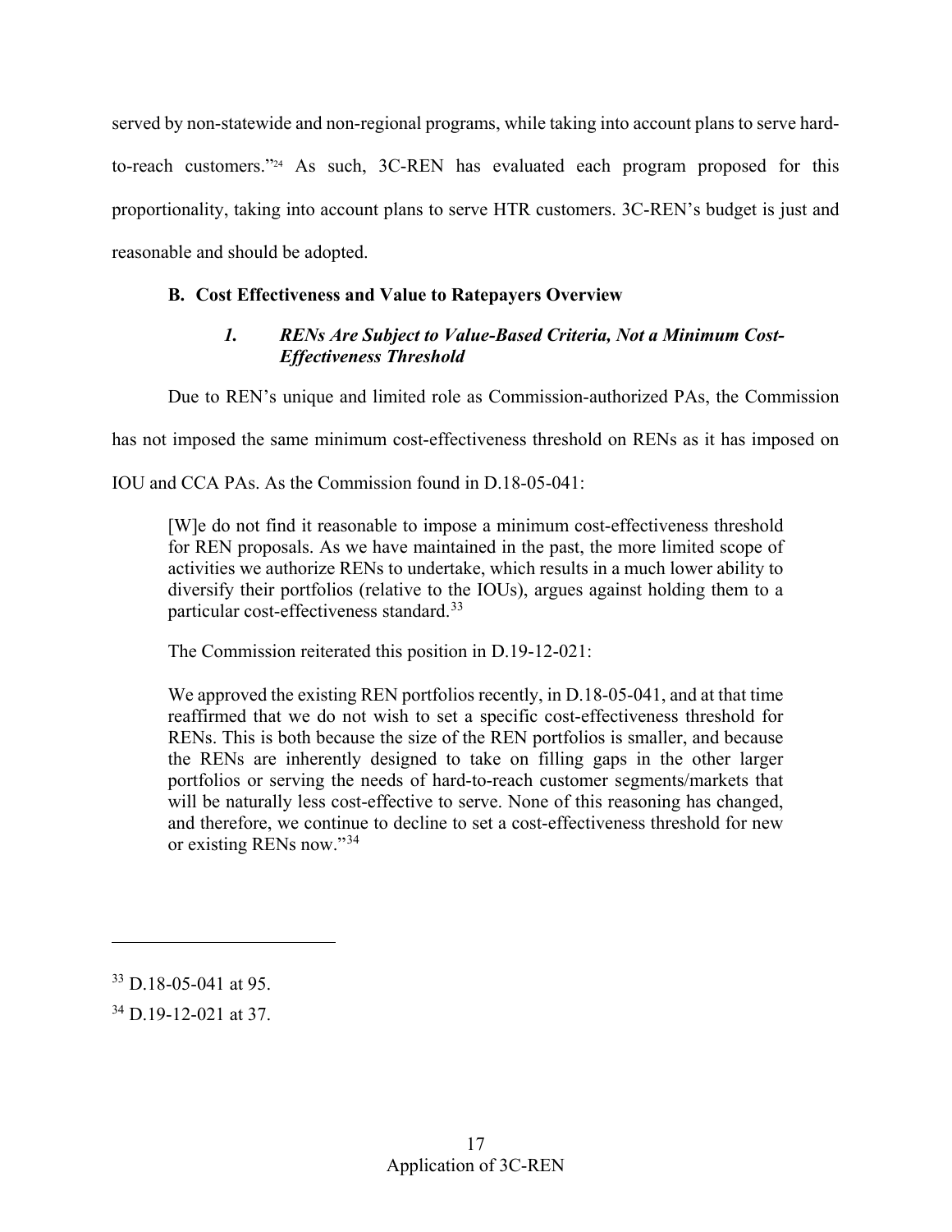served by non-statewide and non-regional programs, while taking into account plans to serve hard-to-reach customers."[24] As such, 3C-REN has evaluated each program proposed for this proportionality, taking into account plans to serve HTR customers. 3C-REN's budget is just and reasonable and should be adopted.

### B. Cost Effectiveness and Value to Ratepayers Overview

#### *1. RENs Are Subject to Value-Based Criteria, Not a Minimum Cost-Effectiveness Threshold*

Due to REN's unique and limited role as Commission-authorized PAs, the Commission has not imposed the same minimum cost-effectiveness threshold on RENs as it has imposed on IOU and CCA PAs. As the Commission found in D.18-05-041:

> [W]e do not find it reasonable to impose a minimum cost-effectiveness threshold for REN proposals. As we have maintained in the past, the more limited scope of activities we authorize RENs to undertake, which results in a much lower ability to diversify their portfolios (relative to the IOUs), argues against holding them to a particular cost-effectiveness standard.[33]

The Commission reiterated this position in D.19-12-021:

> We approved the existing REN portfolios recently, in D.18-05-041, and at that time reaffirmed that we do not wish to set a specific cost-effectiveness threshold for RENs. This is both because the size of the REN portfolios is smaller, and because the RENs are inherently designed to take on filling gaps in the other larger portfolios or serving the needs of hard-to-reach customer segments/markets that will be naturally less cost-effective to serve. None of this reasoning has changed, and therefore, we continue to decline to set a cost-effectiveness threshold for new or existing RENs now."[34]

---

[33] D.18-05-041 at 95.

[34] D.19-12-021 at 37.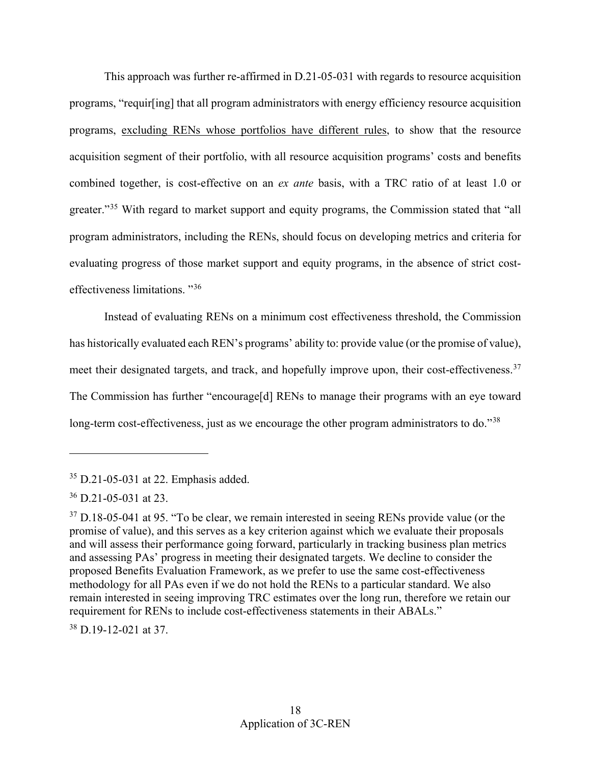This approach was further re-affirmed in D.21-05-031 with regards to resource acquisition programs, "requir[ing] that all program administrators with energy efficiency resource acquisition programs, <u>excluding RENs whose portfolios have different rules</u>, to show that the resource acquisition segment of their portfolio, with all resource acquisition programs' costs and benefits combined together, is cost-effective on an *ex ante* basis, with a TRC ratio of at least 1.0 or greater."[35] With regard to market support and equity programs, the Commission stated that "all program administrators, including the RENs, should focus on developing metrics and criteria for evaluating progress of those market support and equity programs, in the absence of strict cost-effectiveness limitations. "[36]

Instead of evaluating RENs on a minimum cost effectiveness threshold, the Commission has historically evaluated each REN's programs' ability to: provide value (or the promise of value), meet their designated targets, and track, and hopefully improve upon, their cost-effectiveness.[37] The Commission has further "encourage[d] RENs to manage their programs with an eye toward long-term cost-effectiveness, just as we encourage the other program administrators to do."[38]

---

[35] D.21-05-031 at 22. Emphasis added.

[36] D.21-05-031 at 23.

[37] D.18-05-041 at 95. "To be clear, we remain interested in seeing RENs provide value (or the promise of value), and this serves as a key criterion against which we evaluate their proposals and will assess their performance going forward, particularly in tracking business plan metrics and assessing PAs' progress in meeting their designated targets. We decline to consider the proposed Benefits Evaluation Framework, as we prefer to use the same cost-effectiveness methodology for all PAs even if we do not hold the RENs to a particular standard. We also remain interested in seeing improving TRC estimates over the long run, therefore we retain our requirement for RENs to include cost-effectiveness statements in their ABALs."

[38] D.19-12-021 at 37.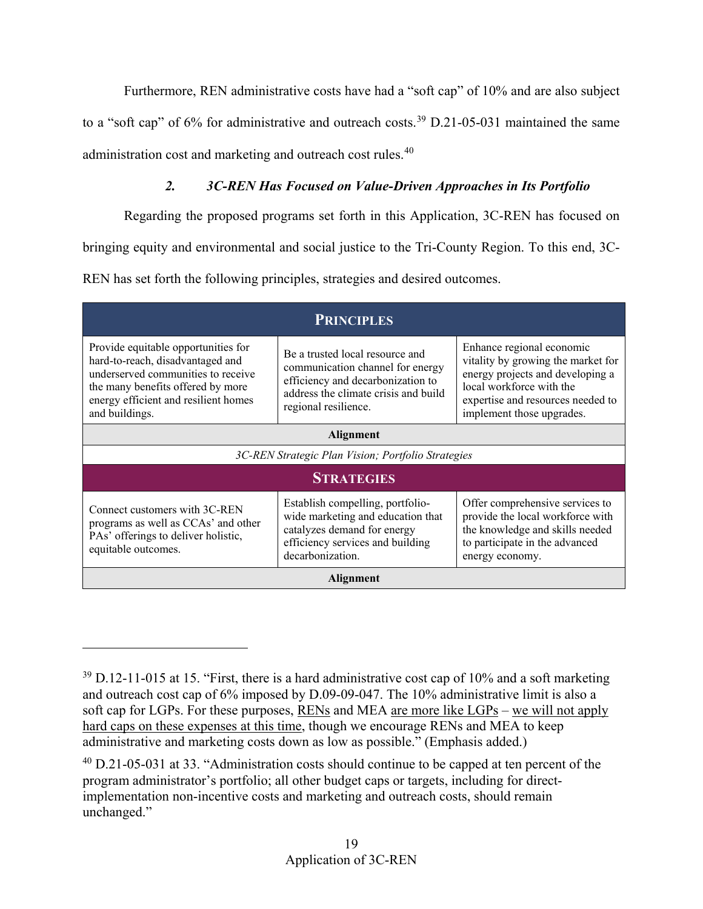Furthermore, REN administrative costs have had a "soft cap" of 10% and are also subject to a "soft cap" of 6% for administrative and outreach costs.[39] D.21-05-031 maintained the same administration cost and marketing and outreach cost rules.[40]

### *2. 3C-REN Has Focused on Value-Driven Approaches in Its Portfolio*

Regarding the proposed programs set forth in this Application, 3C-REN has focused on bringing equity and environmental and social justice to the Tri-County Region. To this end, 3C-REN has set forth the following principles, strategies and desired outcomes.

| **PRINCIPLES** | | |
|---|---|---|
| Provide equitable opportunities for hard-to-reach, disadvantaged and underserved communities to receive the many benefits offered by more energy efficient and resilient homes and buildings. | Be a trusted local resource and communication channel for energy efficiency and decarbonization to address the climate crisis and build regional resilience. | Enhance regional economic vitality by growing the market for energy projects and developing a local workforce with the expertise and resources needed to implement those upgrades. |
| **Alignment** | | |
| *3C-REN Strategic Plan Vision; Portfolio Strategies* | | |
| **STRATEGIES** | | |
| Connect customers with 3C-REN programs as well as CCAs' and other PAs' offerings to deliver holistic, equitable outcomes. | Establish compelling, portfolio-wide marketing and education that catalyzes demand for energy efficiency services and building decarbonization. | Offer comprehensive services to provide the local workforce with the knowledge and skills needed to participate in the advanced energy economy. |
| **Alignment** | | |

---

[39] D.12-11-015 at 15. "First, there is a hard administrative cost cap of 10% and a soft marketing and outreach cost cap of 6% imposed by D.09-09-047. The 10% administrative limit is also a soft cap for LGPs. For these purposes, <u>RENs</u> and MEA <u>are more like LGPs</u> – <u>we will not apply hard caps on these expenses at this time</u>, though we encourage RENs and MEA to keep administrative and marketing costs down as low as possible." (Emphasis added.)

[40] D.21-05-031 at 33. "Administration costs should continue to be capped at ten percent of the program administrator's portfolio; all other budget caps or targets, including for direct-implementation non-incentive costs and marketing and outreach costs, should remain unchanged."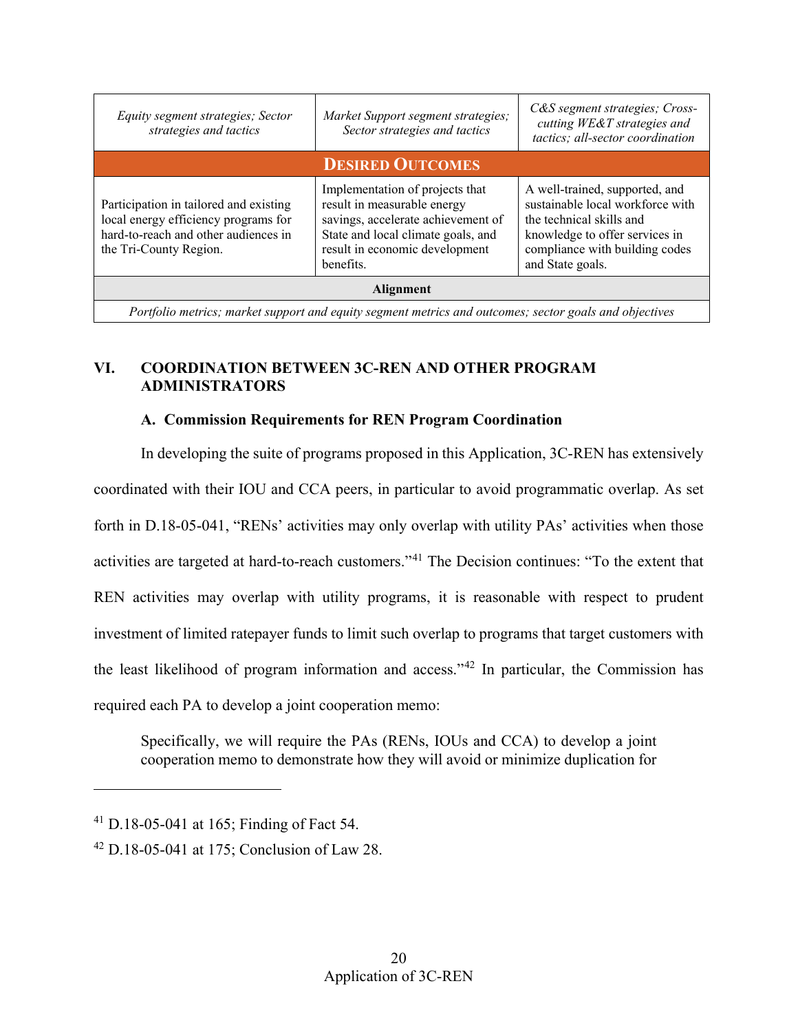| *Equity segment strategies; Sector strategies and tactics* | *Market Support segment strategies; Sector strategies and tactics* | *C&S segment strategies; Cross-cutting WE&T strategies and tactics; all-sector coordination* |
|---|---|---|
| **DESIRED OUTCOMES** | | |
| Participation in tailored and existing local energy efficiency programs for hard-to-reach and other audiences in the Tri-County Region. | Implementation of projects that result in measurable energy savings, accelerate achievement of State and local climate goals, and result in economic development benefits. | A well-trained, supported, and sustainable local workforce with the technical skills and knowledge to offer services in compliance with building codes and State goals. |
| **Alignment** | | |
| *Portfolio metrics; market support and equity segment metrics and outcomes; sector goals and objectives* | | |

## VI. COORDINATION BETWEEN 3C-REN AND OTHER PROGRAM ADMINISTRATORS

### A. Commission Requirements for REN Program Coordination

In developing the suite of programs proposed in this Application, 3C-REN has extensively coordinated with their IOU and CCA peers, in particular to avoid programmatic overlap. As set forth in D.18-05-041, "RENs' activities may only overlap with utility PAs' activities when those activities are targeted at hard-to-reach customers."[41] The Decision continues: "To the extent that REN activities may overlap with utility programs, it is reasonable with respect to prudent investment of limited ratepayer funds to limit such overlap to programs that target customers with the least likelihood of program information and access."[42] In particular, the Commission has required each PA to develop a joint cooperation memo:

> Specifically, we will require the PAs (RENs, IOUs and CCA) to develop a joint cooperation memo to demonstrate how they will avoid or minimize duplication for

---

[41] D.18-05-041 at 165; Finding of Fact 54.

[42] D.18-05-041 at 175; Conclusion of Law 28.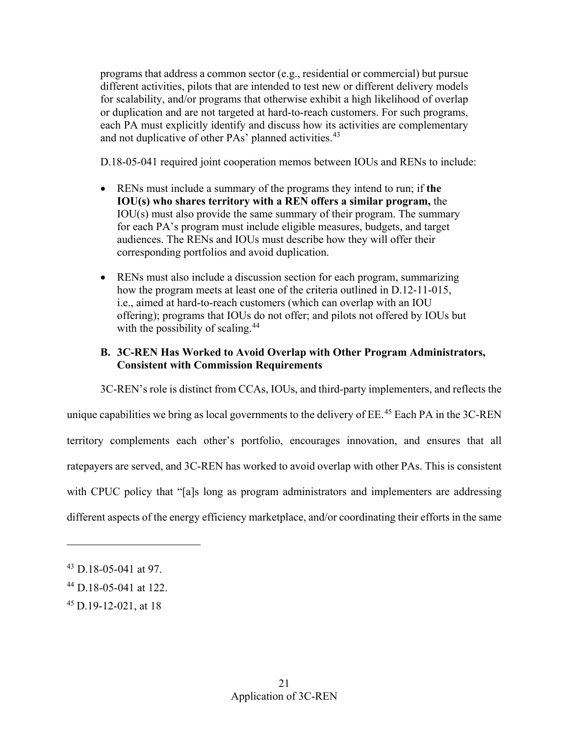programs that address a common sector (e.g., residential or commercial) but pursue different activities, pilots that are intended to test new or different delivery models for scalability, and/or programs that otherwise exhibit a high likelihood of overlap or duplication and are not targeted at hard-to-reach customers. For such programs, each PA must explicitly identify and discuss how its activities are complementary and not duplicative of other PAs' planned activities.[43]

D.18-05-041 required joint cooperation memos between IOUs and RENs to include:

- RENs must include a summary of the programs they intend to run; if **the IOU(s) who shares territory with a REN offers a similar program,** the IOU(s) must also provide the same summary of their program. The summary for each PA's program must include eligible measures, budgets, and target audiences. The RENs and IOUs must describe how they will offer their corresponding portfolios and avoid duplication.
- RENs must also include a discussion section for each program, summarizing how the program meets at least one of the criteria outlined in D.12-11-015, i.e., aimed at hard-to-reach customers (which can overlap with an IOU offering); programs that IOUs do not offer; and pilots not offered by IOUs but with the possibility of scaling.[44]

### B. 3C-REN Has Worked to Avoid Overlap with Other Program Administrators, Consistent with Commission Requirements

3C-REN's role is distinct from CCAs, IOUs, and third-party implementers, and reflects the unique capabilities we bring as local governments to the delivery of EE.[45] Each PA in the 3C-REN territory complements each other's portfolio, encourages innovation, and ensures that all ratepayers are served, and 3C-REN has worked to avoid overlap with other PAs. This is consistent with CPUC policy that "[a]s long as program administrators and implementers are addressing different aspects of the energy efficiency marketplace, and/or coordinating their efforts in the same

---

[43] D.18-05-041 at 97.

[44] D.18-05-041 at 122.

[45] D.19-12-021, at 18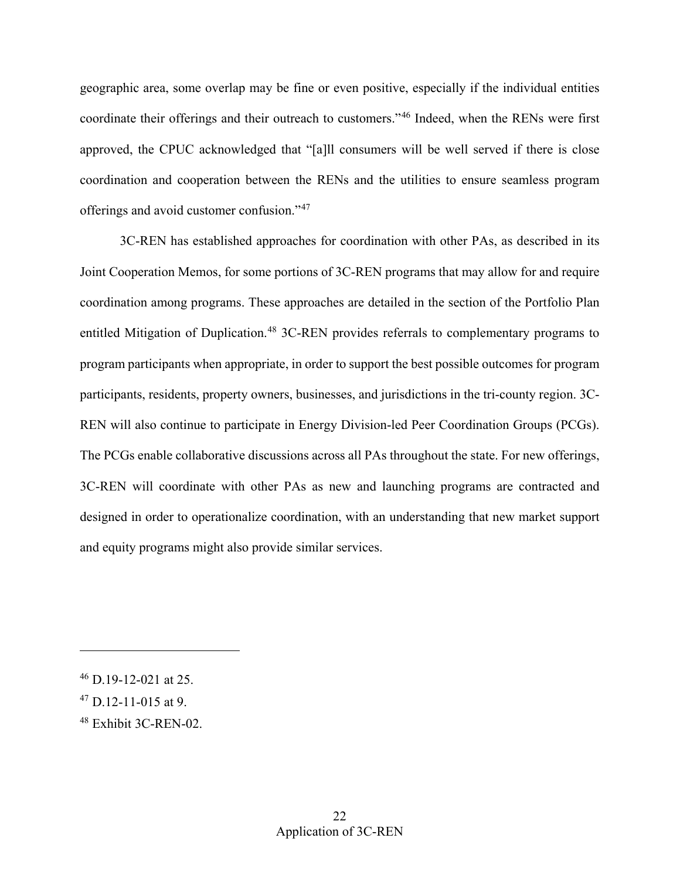geographic area, some overlap may be fine or even positive, especially if the individual entities coordinate their offerings and their outreach to customers."[46] Indeed, when the RENs were first approved, the CPUC acknowledged that "[a]ll consumers will be well served if there is close coordination and cooperation between the RENs and the utilities to ensure seamless program offerings and avoid customer confusion."[47]

3C-REN has established approaches for coordination with other PAs, as described in its Joint Cooperation Memos, for some portions of 3C-REN programs that may allow for and require coordination among programs. These approaches are detailed in the section of the Portfolio Plan entitled Mitigation of Duplication.[48] 3C-REN provides referrals to complementary programs to program participants when appropriate, in order to support the best possible outcomes for program participants, residents, property owners, businesses, and jurisdictions in the tri-county region. 3C-REN will also continue to participate in Energy Division-led Peer Coordination Groups (PCGs). The PCGs enable collaborative discussions across all PAs throughout the state. For new offerings, 3C-REN will coordinate with other PAs as new and launching programs are contracted and designed in order to operationalize coordination, with an understanding that new market support and equity programs might also provide similar services.

---

[46] D.19-12-021 at 25.

[47] D.12-11-015 at 9.

[48] Exhibit 3C-REN-02.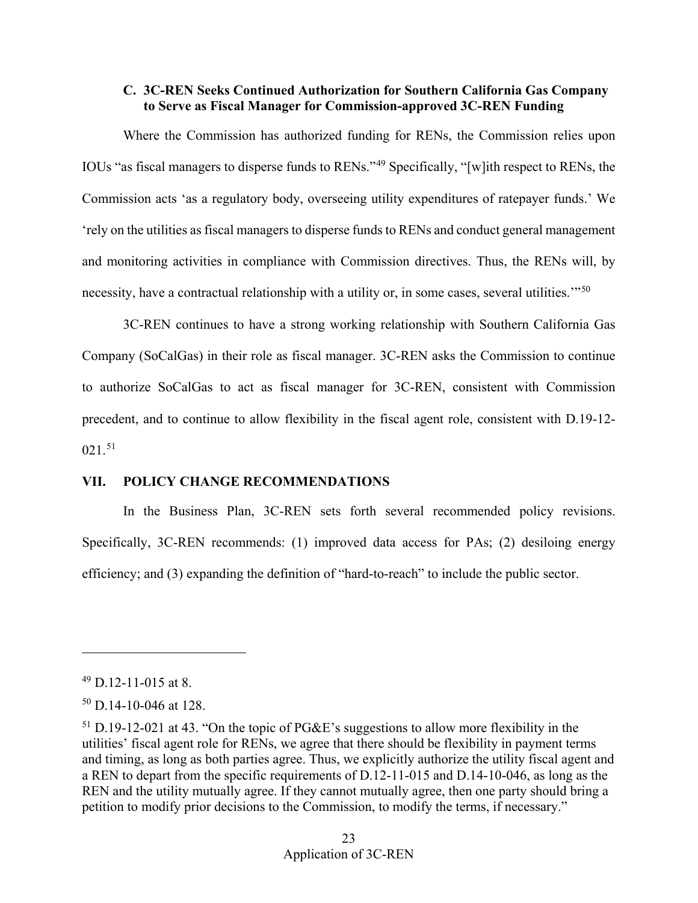### C. 3C-REN Seeks Continued Authorization for Southern California Gas Company to Serve as Fiscal Manager for Commission-approved 3C-REN Funding

Where the Commission has authorized funding for RENs, the Commission relies upon IOUs "as fiscal managers to disperse funds to RENs."[49] Specifically, "[w]ith respect to RENs, the Commission acts 'as a regulatory body, overseeing utility expenditures of ratepayer funds.' We 'rely on the utilities as fiscal managers to disperse funds to RENs and conduct general management and monitoring activities in compliance with Commission directives. Thus, the RENs will, by necessity, have a contractual relationship with a utility or, in some cases, several utilities.'"[50]

3C-REN continues to have a strong working relationship with Southern California Gas Company (SoCalGas) in their role as fiscal manager. 3C-REN asks the Commission to continue to authorize SoCalGas to act as fiscal manager for 3C-REN, consistent with Commission precedent, and to continue to allow flexibility in the fiscal agent role, consistent with D.19-12-021.[51]

## VII. POLICY CHANGE RECOMMENDATIONS

In the Business Plan, 3C-REN sets forth several recommended policy revisions. Specifically, 3C-REN recommends: (1) improved data access for PAs; (2) desiloing energy efficiency; and (3) expanding the definition of "hard-to-reach" to include the public sector.

---

[49] D.12-11-015 at 8.

[50] D.14-10-046 at 128.

[51] D.19-12-021 at 43. "On the topic of PG&E's suggestions to allow more flexibility in the utilities' fiscal agent role for RENs, we agree that there should be flexibility in payment terms and timing, as long as both parties agree. Thus, we explicitly authorize the utility fiscal agent and a REN to depart from the specific requirements of D.12-11-015 and D.14-10-046, as long as the REN and the utility mutually agree. If they cannot mutually agree, then one party should bring a petition to modify prior decisions to the Commission, to modify the terms, if necessary."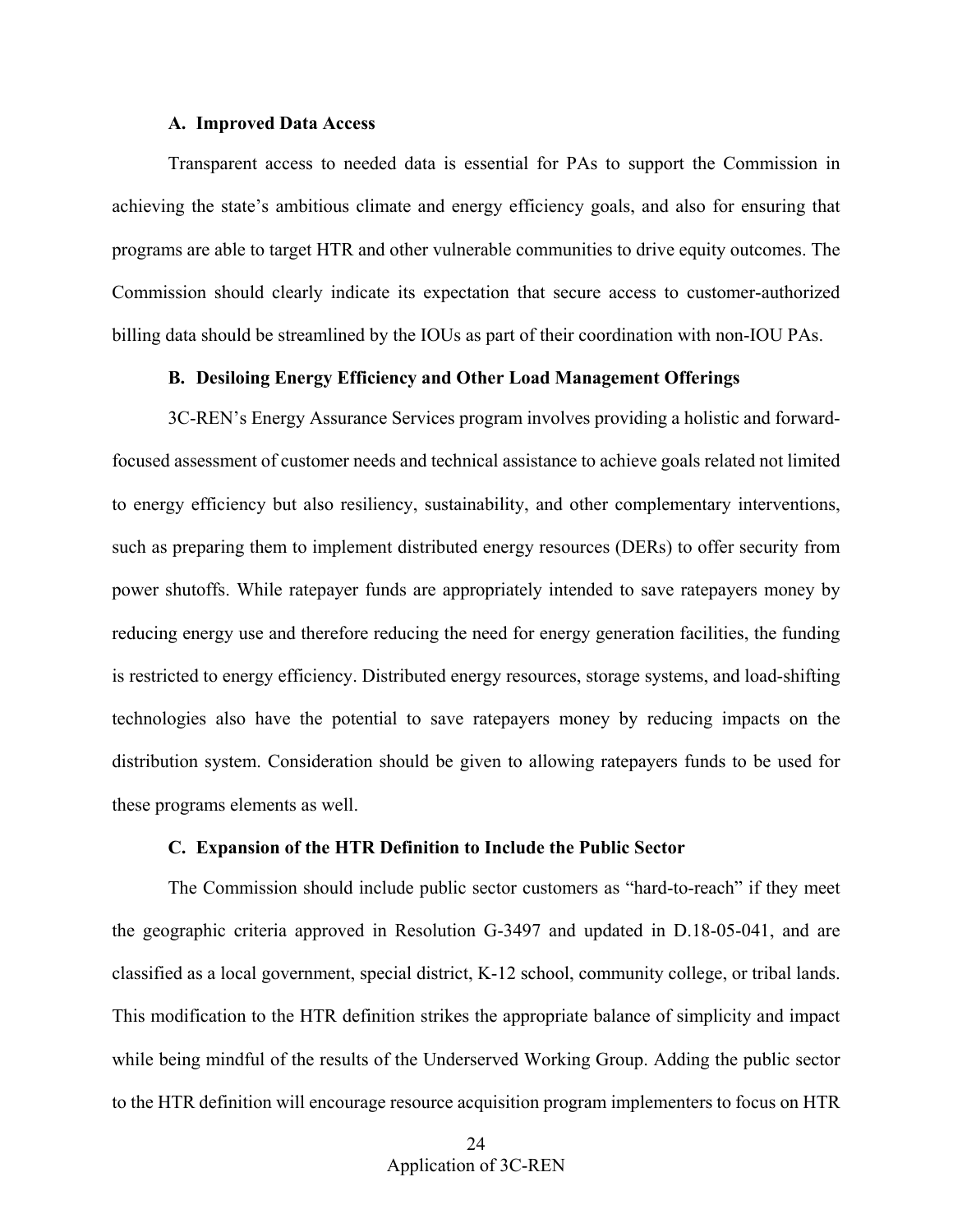### A. Improved Data Access

Transparent access to needed data is essential for PAs to support the Commission in achieving the state's ambitious climate and energy efficiency goals, and also for ensuring that programs are able to target HTR and other vulnerable communities to drive equity outcomes. The Commission should clearly indicate its expectation that secure access to customer-authorized billing data should be streamlined by the IOUs as part of their coordination with non-IOU PAs.

### B. Desiloing Energy Efficiency and Other Load Management Offerings

3C-REN's Energy Assurance Services program involves providing a holistic and forward-focused assessment of customer needs and technical assistance to achieve goals related not limited to energy efficiency but also resiliency, sustainability, and other complementary interventions, such as preparing them to implement distributed energy resources (DERs) to offer security from power shutoffs. While ratepayer funds are appropriately intended to save ratepayers money by reducing energy use and therefore reducing the need for energy generation facilities, the funding is restricted to energy efficiency. Distributed energy resources, storage systems, and load-shifting technologies also have the potential to save ratepayers money by reducing impacts on the distribution system. Consideration should be given to allowing ratepayers funds to be used for these programs elements as well.

### C. Expansion of the HTR Definition to Include the Public Sector

The Commission should include public sector customers as "hard-to-reach" if they meet the geographic criteria approved in Resolution G-3497 and updated in D.18-05-041, and are classified as a local government, special district, K-12 school, community college, or tribal lands. This modification to the HTR definition strikes the appropriate balance of simplicity and impact while being mindful of the results of the Underserved Working Group. Adding the public sector to the HTR definition will encourage resource acquisition program implementers to focus on HTR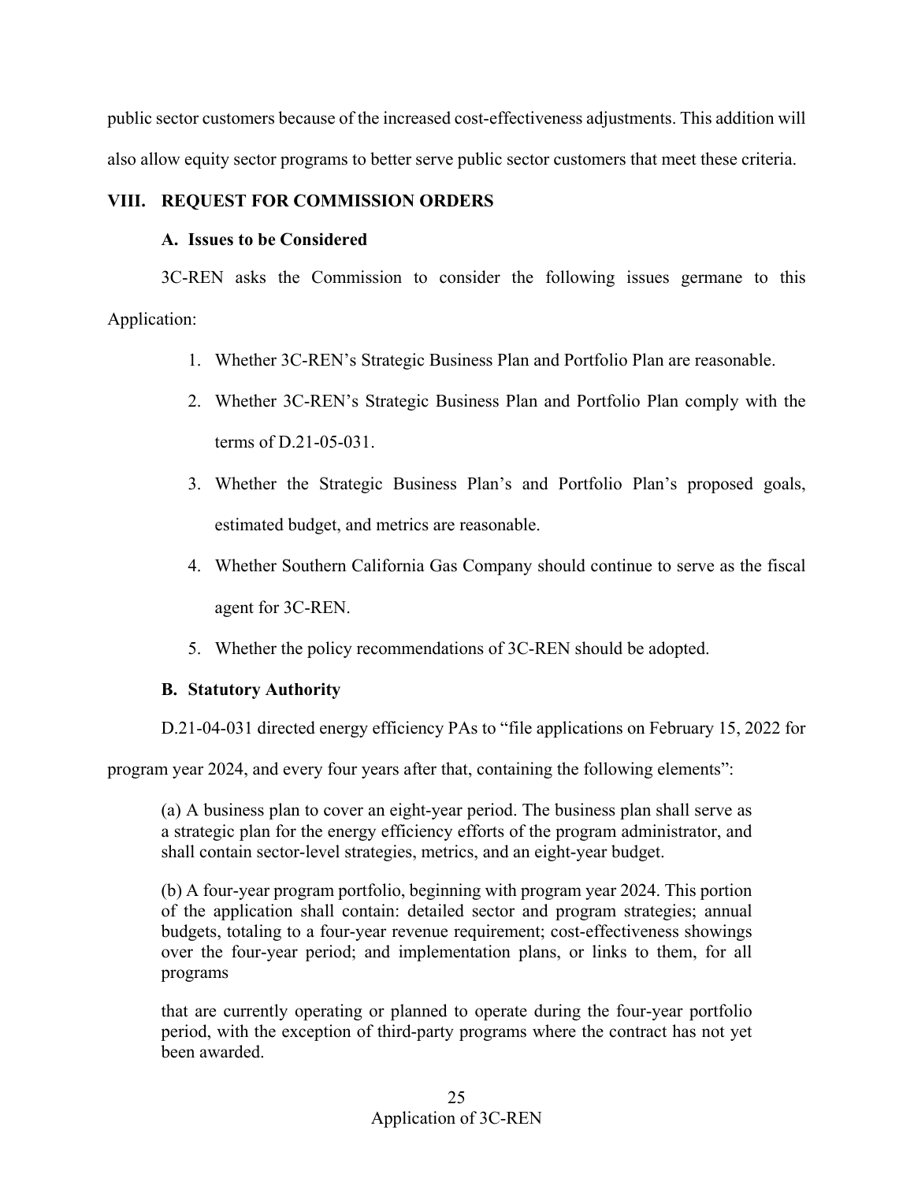public sector customers because of the increased cost-effectiveness adjustments. This addition will also allow equity sector programs to better serve public sector customers that meet these criteria.

## VIII. REQUEST FOR COMMISSION ORDERS

### A. Issues to be Considered

3C-REN asks the Commission to consider the following issues germane to this Application:

1. Whether 3C-REN's Strategic Business Plan and Portfolio Plan are reasonable.
2. Whether 3C-REN's Strategic Business Plan and Portfolio Plan comply with the terms of D.21-05-031.
3. Whether the Strategic Business Plan's and Portfolio Plan's proposed goals, estimated budget, and metrics are reasonable.
4. Whether Southern California Gas Company should continue to serve as the fiscal agent for 3C-REN.
5. Whether the policy recommendations of 3C-REN should be adopted.

### B. Statutory Authority

D.21-04-031 directed energy efficiency PAs to "file applications on February 15, 2022 for program year 2024, and every four years after that, containing the following elements":

> (a) A business plan to cover an eight-year period. The business plan shall serve as a strategic plan for the energy efficiency efforts of the program administrator, and shall contain sector-level strategies, metrics, and an eight-year budget.
>
> (b) A four-year program portfolio, beginning with program year 2024. This portion of the application shall contain: detailed sector and program strategies; annual budgets, totaling to a four-year revenue requirement; cost-effectiveness showings over the four-year period; and implementation plans, or links to them, for all programs
>
> that are currently operating or planned to operate during the four-year portfolio period, with the exception of third-party programs where the contract has not yet been awarded.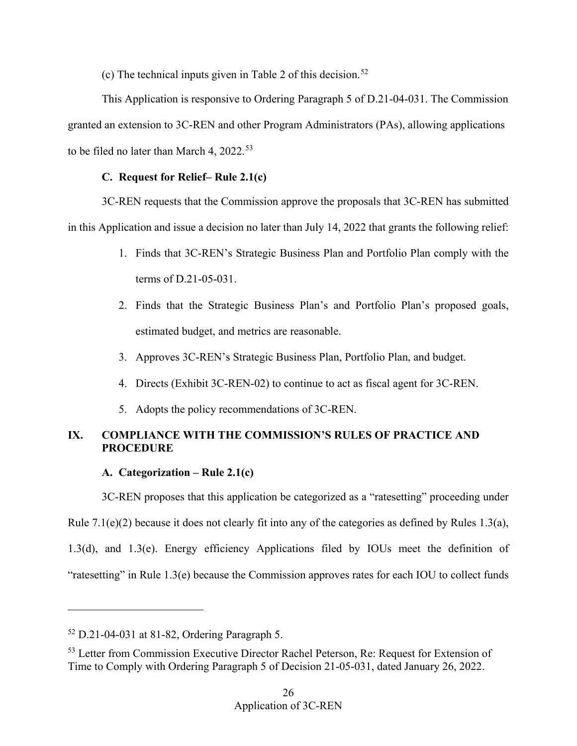(c) The technical inputs given in Table 2 of this decision.[52]

This Application is responsive to Ordering Paragraph 5 of D.21-04-031. The Commission granted an extension to 3C-REN and other Program Administrators (PAs), allowing applications to be filed no later than March 4, 2022.[53]

### C. Request for Relief– Rule 2.1(c)

3C-REN requests that the Commission approve the proposals that 3C-REN has submitted in this Application and issue a decision no later than July 14, 2022 that grants the following relief:

1. Finds that 3C-REN's Strategic Business Plan and Portfolio Plan comply with the terms of D.21-05-031.
2. Finds that the Strategic Business Plan's and Portfolio Plan's proposed goals, estimated budget, and metrics are reasonable.
3. Approves 3C-REN's Strategic Business Plan, Portfolio Plan, and budget.
4. Directs (Exhibit 3C-REN-02) to continue to act as fiscal agent for 3C-REN.
5. Adopts the policy recommendations of 3C-REN.

## IX. COMPLIANCE WITH THE COMMISSION'S RULES OF PRACTICE AND PROCEDURE

### A. Categorization – Rule 2.1(c)

3C-REN proposes that this application be categorized as a "ratesetting" proceeding under Rule 7.1(e)(2) because it does not clearly fit into any of the categories as defined by Rules 1.3(a), 1.3(d), and 1.3(e). Energy efficiency Applications filed by IOUs meet the definition of "ratesetting" in Rule 1.3(e) because the Commission approves rates for each IOU to collect funds

---

[52] D.21-04-031 at 81-82, Ordering Paragraph 5.

[53] Letter from Commission Executive Director Rachel Peterson, Re: Request for Extension of Time to Comply with Ordering Paragraph 5 of Decision 21-05-031, dated January 26, 2022.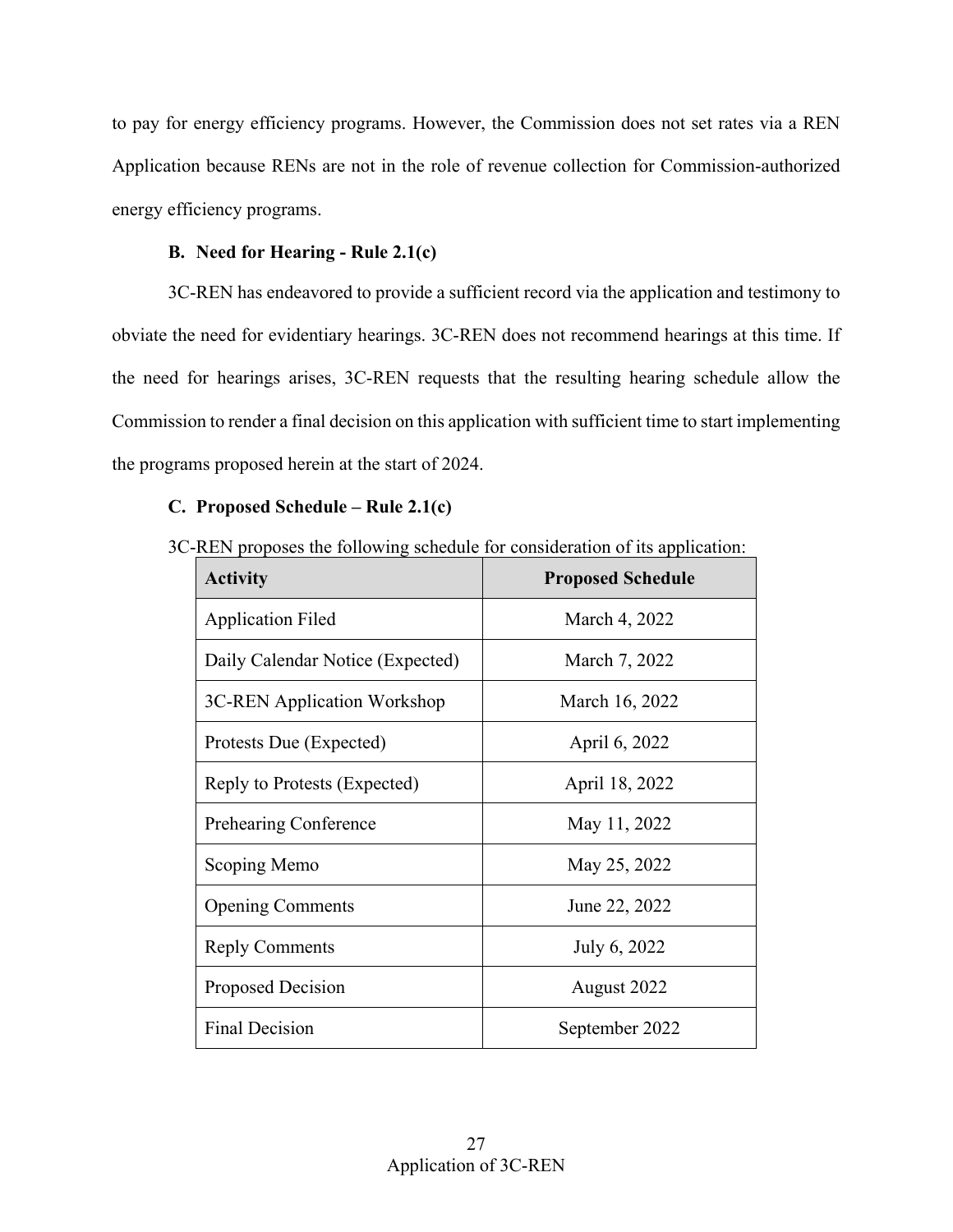to pay for energy efficiency programs. However, the Commission does not set rates via a REN Application because RENs are not in the role of revenue collection for Commission-authorized energy efficiency programs.

### B. Need for Hearing - Rule 2.1(c)

3C-REN has endeavored to provide a sufficient record via the application and testimony to obviate the need for evidentiary hearings. 3C-REN does not recommend hearings at this time. If the need for hearings arises, 3C-REN requests that the resulting hearing schedule allow the Commission to render a final decision on this application with sufficient time to start implementing the programs proposed herein at the start of 2024.

### C. Proposed Schedule – Rule 2.1(c)

3C-REN proposes the following schedule for consideration of its application:

| Activity | Proposed Schedule |
|---|---|
| Application Filed | March 4, 2022 |
| Daily Calendar Notice (Expected) | March 7, 2022 |
| 3C-REN Application Workshop | March 16, 2022 |
| Protests Due (Expected) | April 6, 2022 |
| Reply to Protests (Expected) | April 18, 2022 |
| Prehearing Conference | May 11, 2022 |
| Scoping Memo | May 25, 2022 |
| Opening Comments | June 22, 2022 |
| Reply Comments | July 6, 2022 |
| Proposed Decision | August 2022 |
| Final Decision | September 2022 |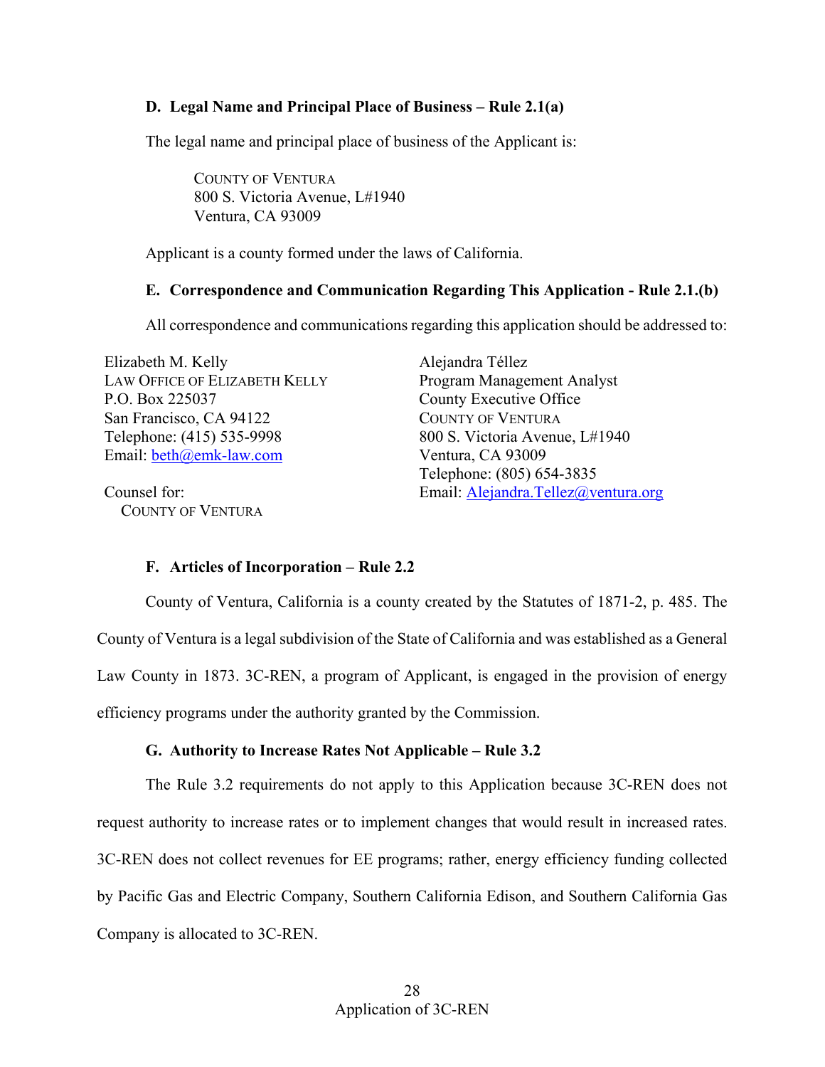### D. Legal Name and Principal Place of Business – Rule 2.1(a)

The legal name and principal place of business of the Applicant is:

> COUNTY OF VENTURA
> 800 S. Victoria Avenue, L#1940
> Ventura, CA 93009

Applicant is a county formed under the laws of California.

### E. Correspondence and Communication Regarding This Application - Rule 2.1.(b)

All correspondence and communications regarding this application should be addressed to:

Elizabeth M. Kelly
LAW OFFICE OF ELIZABETH KELLY
P.O. Box 225037
San Francisco, CA 94122
Telephone: (415) 535-9998
Email: beth@emk-law.com

Counsel for:
COUNTY OF VENTURA

Alejandra Téllez
Program Management Analyst
County Executive Office
COUNTY OF VENTURA
800 S. Victoria Avenue, L#1940
Ventura, CA 93009
Telephone: (805) 654-3835
Email: Alejandra.Tellez@ventura.org

### F. Articles of Incorporation – Rule 2.2

County of Ventura, California is a county created by the Statutes of 1871-2, p. 485. The County of Ventura is a legal subdivision of the State of California and was established as a General Law County in 1873. 3C-REN, a program of Applicant, is engaged in the provision of energy efficiency programs under the authority granted by the Commission.

### G. Authority to Increase Rates Not Applicable – Rule 3.2

The Rule 3.2 requirements do not apply to this Application because 3C-REN does not request authority to increase rates or to implement changes that would result in increased rates. 3C-REN does not collect revenues for EE programs; rather, energy efficiency funding collected by Pacific Gas and Electric Company, Southern California Edison, and Southern California Gas Company is allocated to 3C-REN.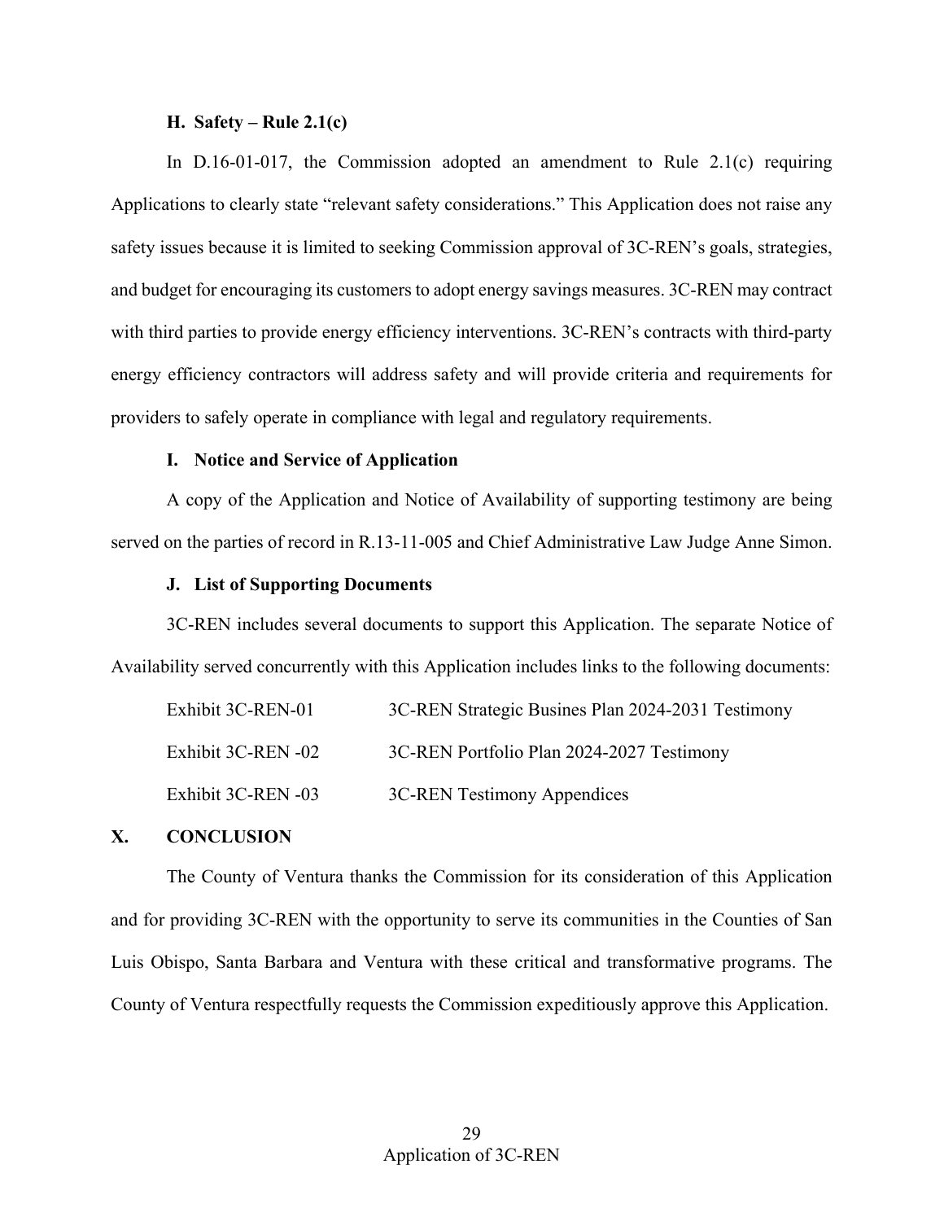### H. Safety – Rule 2.1(c)

In D.16-01-017, the Commission adopted an amendment to Rule 2.1(c) requiring Applications to clearly state "relevant safety considerations." This Application does not raise any safety issues because it is limited to seeking Commission approval of 3C-REN's goals, strategies, and budget for encouraging its customers to adopt energy savings measures. 3C-REN may contract with third parties to provide energy efficiency interventions. 3C-REN's contracts with third-party energy efficiency contractors will address safety and will provide criteria and requirements for providers to safely operate in compliance with legal and regulatory requirements.

### I. Notice and Service of Application

A copy of the Application and Notice of Availability of supporting testimony are being served on the parties of record in R.13-11-005 and Chief Administrative Law Judge Anne Simon.

### J. List of Supporting Documents

3C-REN includes several documents to support this Application. The separate Notice of Availability served concurrently with this Application includes links to the following documents:

| | |
|---|---|
| Exhibit 3C-REN-01 | 3C-REN Strategic Busines Plan 2024-2031 Testimony |
| Exhibit 3C-REN -02 | 3C-REN Portfolio Plan 2024-2027 Testimony |
| Exhibit 3C-REN -03 | 3C-REN Testimony Appendices |

## X. CONCLUSION

The County of Ventura thanks the Commission for its consideration of this Application and for providing 3C-REN with the opportunity to serve its communities in the Counties of San Luis Obispo, Santa Barbara and Ventura with these critical and transformative programs. The County of Ventura respectfully requests the Commission expeditiously approve this Application.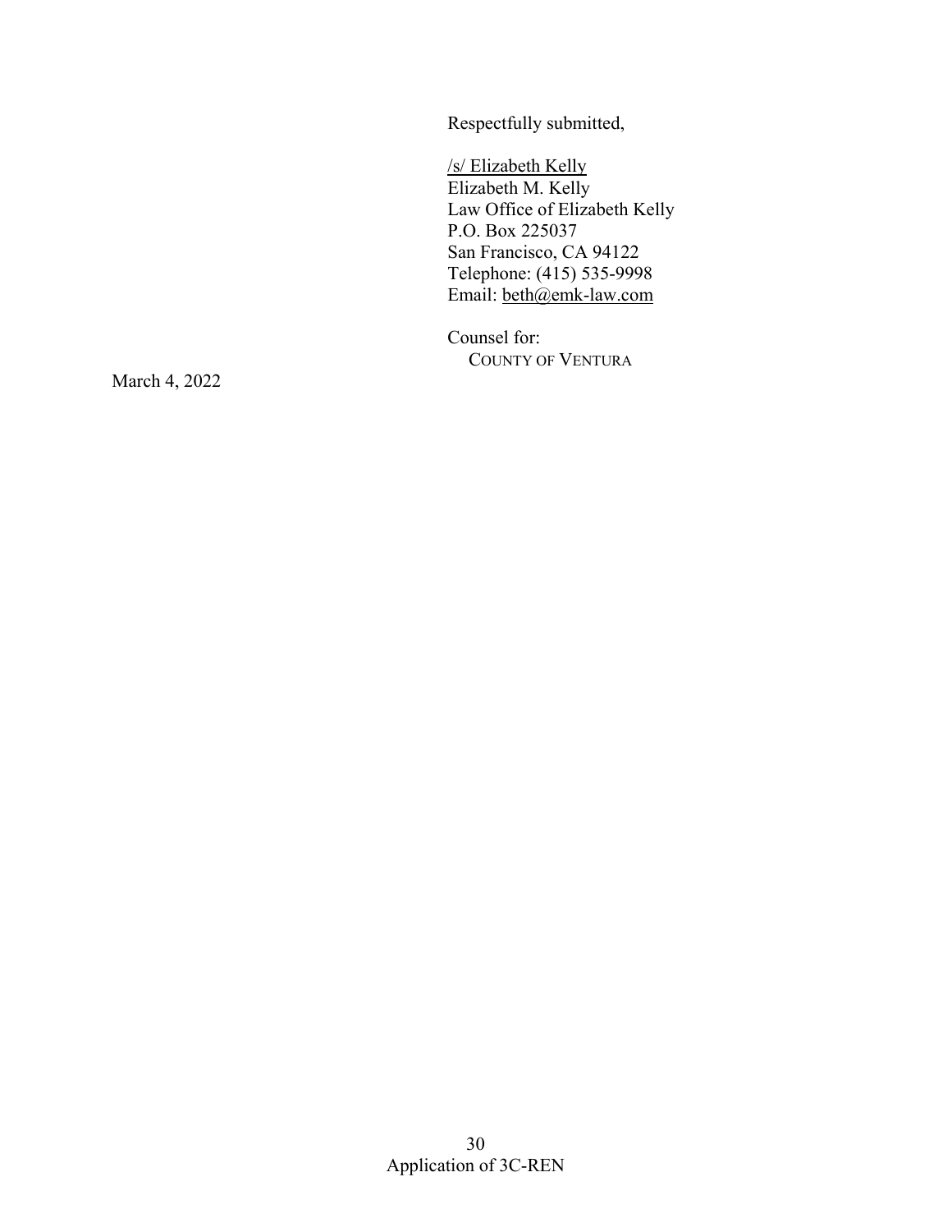Respectfully submitted,

/s/ Elizabeth Kelly
Elizabeth M. Kelly
Law Office of Elizabeth Kelly
P.O. Box 225037
San Francisco, CA 94122
Telephone: (415) 535-9998
Email: beth@emk-law.com

Counsel for:
COUNTY OF VENTURA

March 4, 2022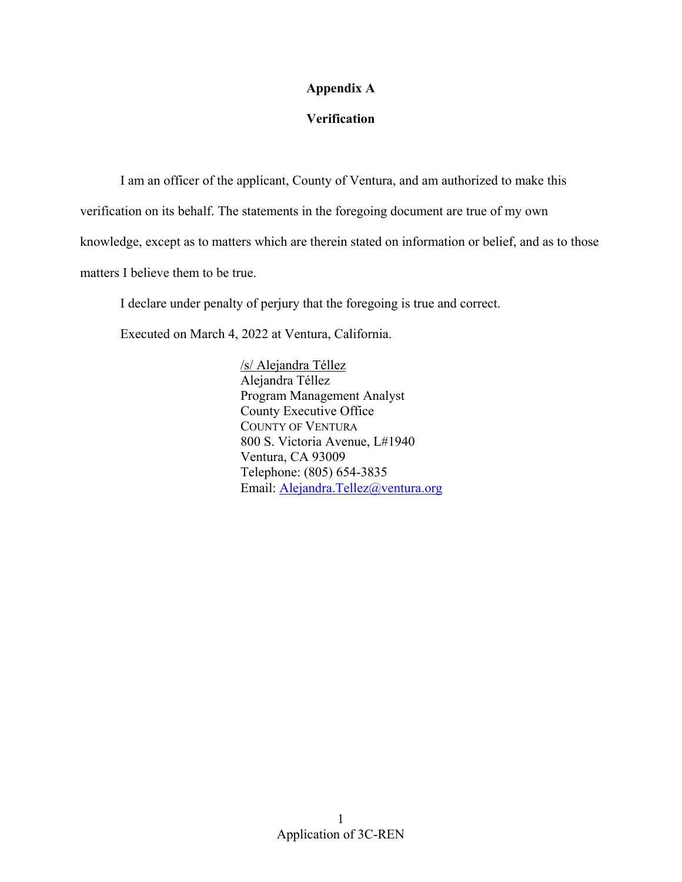## Appendix A

## Verification

I am an officer of the applicant, County of Ventura, and am authorized to make this verification on its behalf. The statements in the foregoing document are true of my own knowledge, except as to matters which are therein stated on information or belief, and as to those matters I believe them to be true.

I declare under penalty of perjury that the foregoing is true and correct.

Executed on March 4, 2022 at Ventura, California.

/s/ Alejandra Téllez  
Alejandra Téllez  
Program Management Analyst  
County Executive Office  
COUNTY OF VENTURA  
800 S. Victoria Avenue, L#1940  
Ventura, CA 93009  
Telephone: (805) 654-3835  
Email: Alejandra.Tellez@ventura.org